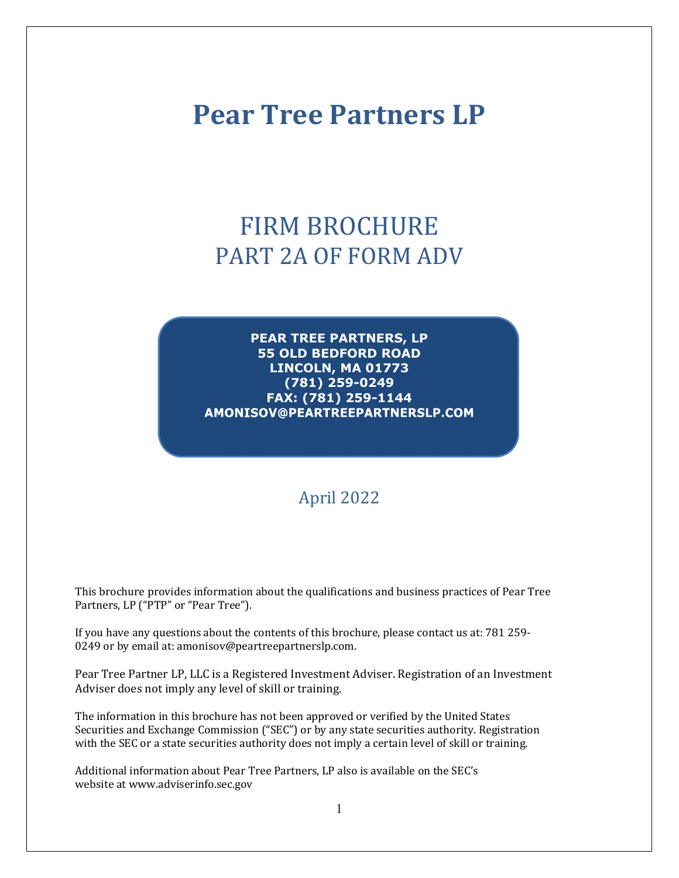# Pear Tree Partners LP

## FIRM BROCHURE
## PART 2A OF FORM ADV

**PEAR TREE PARTNERS, LP**
**55 OLD BEDFORD ROAD**
**LINCOLN, MA 01773**
**(781) 259-0249**
**FAX: (781) 259-1144**
**AMONISOV@PEARTREEPARTNERSLP.COM**

April 2022

This brochure provides information about the qualifications and business practices of Pear Tree Partners, LP ("PTP" or "Pear Tree").

If you have any questions about the contents of this brochure, please contact us at: 781 259-0249 or by email at: amonisov@peartreepartnerslp.com.

Pear Tree Partner LP, LLC is a Registered Investment Adviser. Registration of an Investment Adviser does not imply any level of skill or training.

The information in this brochure has not been approved or verified by the United States Securities and Exchange Commission ("SEC") or by any state securities authority. Registration with the SEC or a state securities authority does not imply a certain level of skill or training.

Additional information about Pear Tree Partners, LP also is available on the SEC's website at www.adviserinfo.sec.gov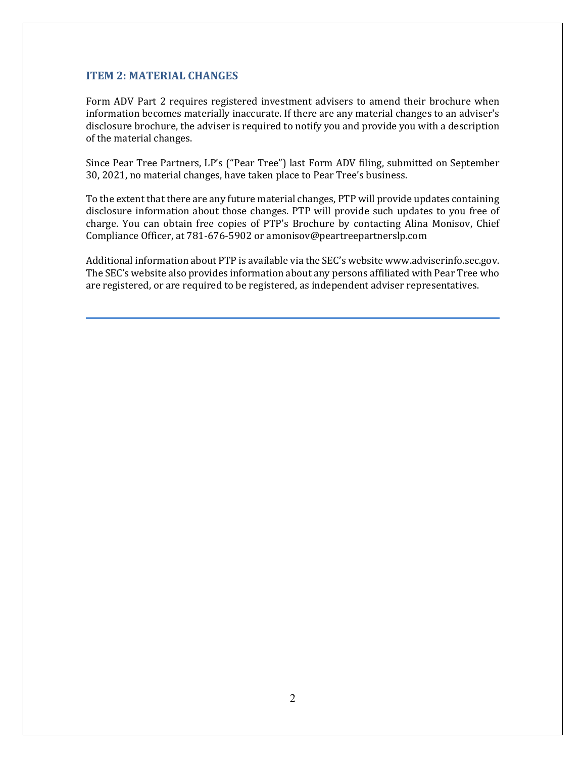## ITEM 2: MATERIAL CHANGES

Form ADV Part 2 requires registered investment advisers to amend their brochure when information becomes materially inaccurate. If there are any material changes to an adviser's disclosure brochure, the adviser is required to notify you and provide you with a description of the material changes.

Since Pear Tree Partners, LP's ("Pear Tree") last Form ADV filing, submitted on September 30, 2021, no material changes, have taken place to Pear Tree's business.

To the extent that there are any future material changes, PTP will provide updates containing disclosure information about those changes. PTP will provide such updates to you free of charge. You can obtain free copies of PTP's Brochure by contacting Alina Monisov, Chief Compliance Officer, at 781-676-5902 or amonisov@peartreepartnerslp.com

Additional information about PTP is available via the SEC's website www.adviserinfo.sec.gov. The SEC's website also provides information about any persons affiliated with Pear Tree who are registered, or are required to be registered, as independent adviser representatives.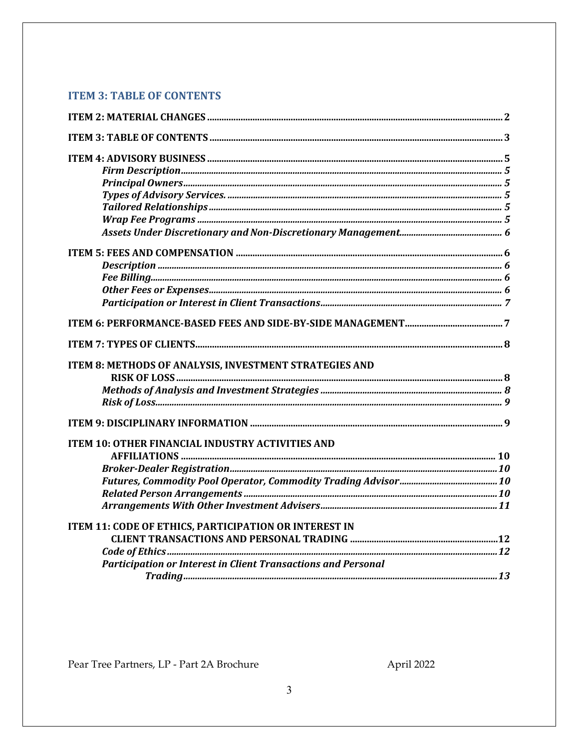## ITEM 3: TABLE OF CONTENTS

**ITEM 2: MATERIAL CHANGES** ........ 2

**ITEM 3: TABLE OF CONTENTS** ........ 3

**ITEM 4: ADVISORY BUSINESS** ........ 5

- ***Firm Description*** ........ 5
- ***Principal Owners*** ........ 5
- ***Types of Advisory Services.*** ........ 5
- ***Tailored Relationships*** ........ 5
- ***Wrap Fee Programs*** ........ 5
- ***Assets Under Discretionary and Non-Discretionary Management*** ........ 6

**ITEM 5: FEES AND COMPENSATION** ........ 6

- ***Description*** ........ 6
- ***Fee Billing*** ........ 6
- ***Other Fees or Expenses*** ........ 6
- ***Participation or Interest in Client Transactions*** ........ 7

**ITEM 6: PERFORMANCE-BASED FEES AND SIDE-BY-SIDE MANAGEMENT** ........ 7

**ITEM 7: TYPES OF CLIENTS** ........ 8

**ITEM 8: METHODS OF ANALYSIS, INVESTMENT STRATEGIES AND RISK OF LOSS** ........ 8

- ***Methods of Analysis and Investment Strategies*** ........ 8
- ***Risk of Loss*** ........ 9

**ITEM 9: DISCIPLINARY INFORMATION** ........ 9

**ITEM 10: OTHER FINANCIAL INDUSTRY ACTIVITIES AND AFFILIATIONS** ........ 10

- ***Broker-Dealer Registration*** ........ 10
- ***Futures, Commodity Pool Operator, Commodity Trading Advisor*** ........ 10
- ***Related Person Arrangements*** ........ 10
- ***Arrangements With Other Investment Advisers*** ........ 11

**ITEM 11: CODE OF ETHICS, PARTICIPATION OR INTEREST IN CLIENT TRANSACTIONS AND PERSONAL TRADING** ........ 12

- ***Code of Ethics*** ........ 12
- ***Participation or Interest in Client Transactions and Personal Trading*** ........ 13

Pear Tree Partners, LP - Part 2A Brochure April 2022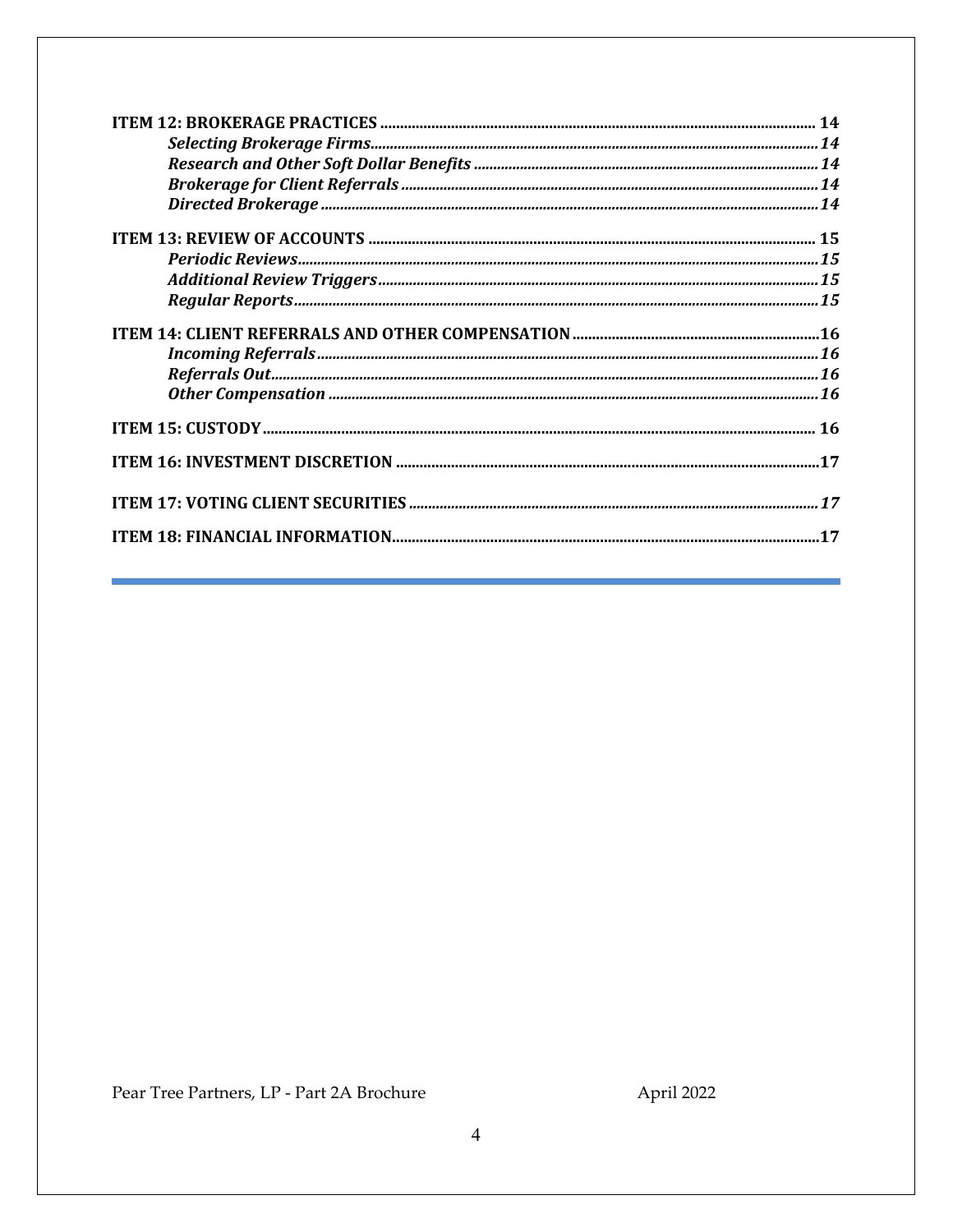**ITEM 12: BROKERAGE PRACTICES** .......... 14

*Selecting Brokerage Firms* .......... 14

*Research and Other Soft Dollar Benefits* .......... 14

*Brokerage for Client Referrals* .......... 14

*Directed Brokerage* .......... 14

**ITEM 13: REVIEW OF ACCOUNTS** .......... 15

*Periodic Reviews* .......... 15

*Additional Review Triggers* .......... 15

*Regular Reports* .......... 15

**ITEM 14: CLIENT REFERRALS AND OTHER COMPENSATION** .......... 16

*Incoming Referrals* .......... 16

*Referrals Out* .......... 16

*Other Compensation* .......... 16

**ITEM 15: CUSTODY** .......... 16

**ITEM 16: INVESTMENT DISCRETION** .......... 17

**ITEM 17: VOTING CLIENT SECURITIES** .......... 17

**ITEM 18: FINANCIAL INFORMATION** .......... 17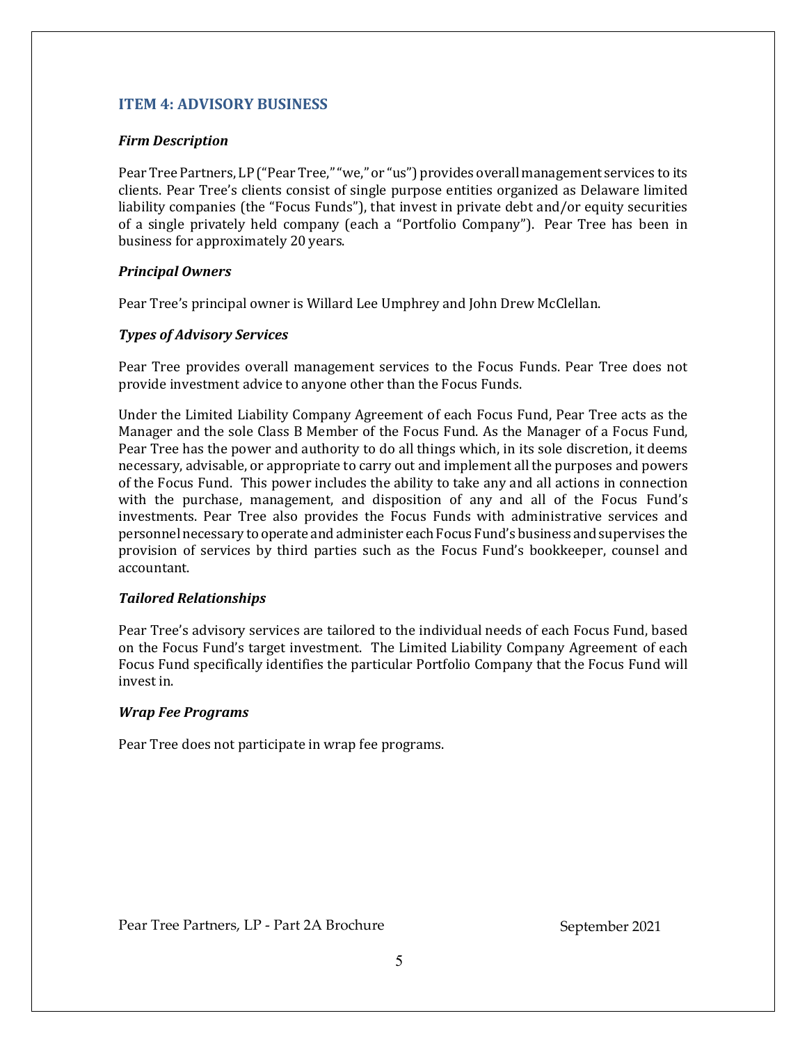## ITEM 4: ADVISORY BUSINESS

### *Firm Description*

Pear Tree Partners, LP ("Pear Tree," "we," or "us") provides overall management services to its clients. Pear Tree's clients consist of single purpose entities organized as Delaware limited liability companies (the "Focus Funds"), that invest in private debt and/or equity securities of a single privately held company (each a "Portfolio Company"). Pear Tree has been in business for approximately 20 years.

### *Principal Owners*

Pear Tree's principal owner is Willard Lee Umphrey and John Drew McClellan.

### *Types of Advisory Services*

Pear Tree provides overall management services to the Focus Funds. Pear Tree does not provide investment advice to anyone other than the Focus Funds.

Under the Limited Liability Company Agreement of each Focus Fund, Pear Tree acts as the Manager and the sole Class B Member of the Focus Fund. As the Manager of a Focus Fund, Pear Tree has the power and authority to do all things which, in its sole discretion, it deems necessary, advisable, or appropriate to carry out and implement all the purposes and powers of the Focus Fund. This power includes the ability to take any and all actions in connection with the purchase, management, and disposition of any and all of the Focus Fund's investments. Pear Tree also provides the Focus Funds with administrative services and personnel necessary to operate and administer each Focus Fund's business and supervises the provision of services by third parties such as the Focus Fund's bookkeeper, counsel and accountant.

### *Tailored Relationships*

Pear Tree's advisory services are tailored to the individual needs of each Focus Fund, based on the Focus Fund's target investment. The Limited Liability Company Agreement of each Focus Fund specifically identifies the particular Portfolio Company that the Focus Fund will invest in.

### *Wrap Fee Programs*

Pear Tree does not participate in wrap fee programs.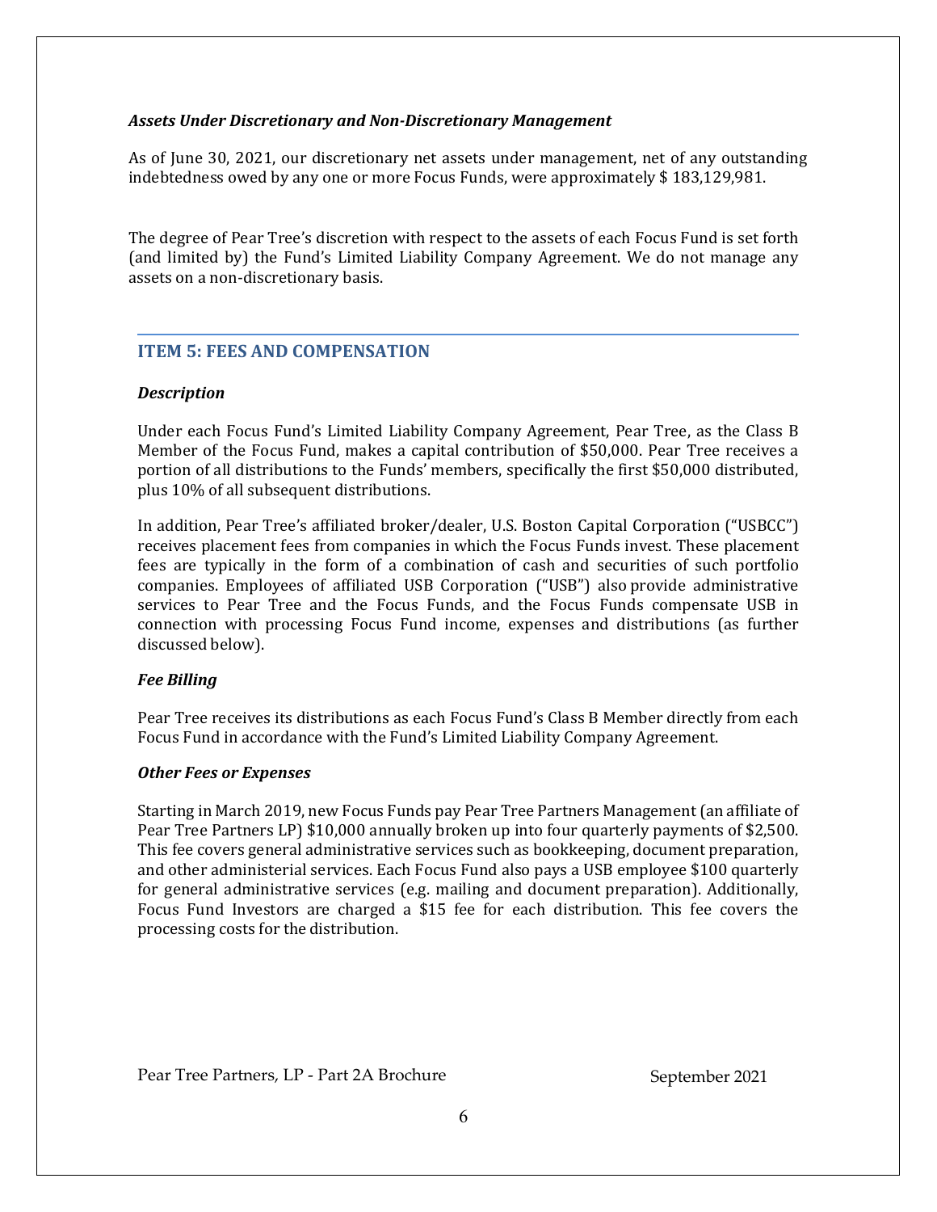*Assets Under Discretionary and Non-Discretionary Management*

As of June 30, 2021, our discretionary net assets under management, net of any outstanding indebtedness owed by any one or more Focus Funds, were approximately $ 183,129,981.

The degree of Pear Tree's discretion with respect to the assets of each Focus Fund is set forth (and limited by) the Fund's Limited Liability Company Agreement. We do not manage any assets on a non-discretionary basis.

## ITEM 5: FEES AND COMPENSATION

***Description***

Under each Focus Fund's Limited Liability Company Agreement, Pear Tree, as the Class B Member of the Focus Fund, makes a capital contribution of $50,000. Pear Tree receives a portion of all distributions to the Funds' members, specifically the first $50,000 distributed, plus 10% of all subsequent distributions.

In addition, Pear Tree's affiliated broker/dealer, U.S. Boston Capital Corporation ("USBCC") receives placement fees from companies in which the Focus Funds invest. These placement fees are typically in the form of a combination of cash and securities of such portfolio companies. Employees of affiliated USB Corporation ("USB") also provide administrative services to Pear Tree and the Focus Funds, and the Focus Funds compensate USB in connection with processing Focus Fund income, expenses and distributions (as further discussed below).

***Fee Billing***

Pear Tree receives its distributions as each Focus Fund's Class B Member directly from each Focus Fund in accordance with the Fund's Limited Liability Company Agreement.

***Other Fees or Expenses***

Starting in March 2019, new Focus Funds pay Pear Tree Partners Management (an affiliate of Pear Tree Partners LP) $10,000 annually broken up into four quarterly payments of $2,500. This fee covers general administrative services such as bookkeeping, document preparation, and other administerial services. Each Focus Fund also pays a USB employee $100 quarterly for general administrative services (e.g. mailing and document preparation). Additionally, Focus Fund Investors are charged a $15 fee for each distribution. This fee covers the processing costs for the distribution.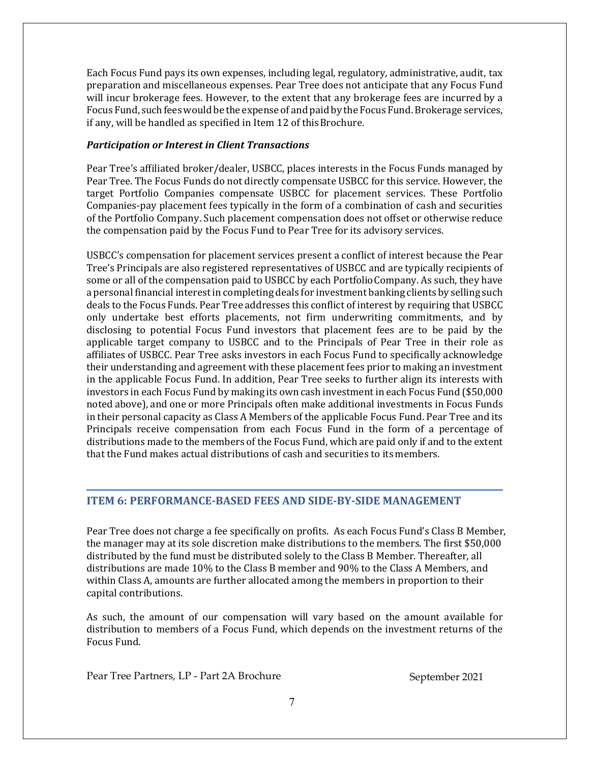Each Focus Fund pays its own expenses, including legal, regulatory, administrative, audit, tax preparation and miscellaneous expenses. Pear Tree does not anticipate that any Focus Fund will incur brokerage fees. However, to the extent that any brokerage fees are incurred by a Focus Fund, such fees would be the expense of and paid by the Focus Fund. Brokerage services, if any, will be handled as specified in Item 12 of this Brochure.

***Participation or Interest in Client Transactions***

Pear Tree's affiliated broker/dealer, USBCC, places interests in the Focus Funds managed by Pear Tree. The Focus Funds do not directly compensate USBCC for this service. However, the target Portfolio Companies compensate USBCC for placement services. These Portfolio Companies-pay placement fees typically in the form of a combination of cash and securities of the Portfolio Company. Such placement compensation does not offset or otherwise reduce the compensation paid by the Focus Fund to Pear Tree for its advisory services.

USBCC's compensation for placement services present a conflict of interest because the Pear Tree's Principals are also registered representatives of USBCC and are typically recipients of some or all of the compensation paid to USBCC by each Portfolio Company. As such, they have a personal financial interest in completing deals for investment banking clients by selling such deals to the Focus Funds. Pear Tree addresses this conflict of interest by requiring that USBCC only undertake best efforts placements, not firm underwriting commitments, and by disclosing to potential Focus Fund investors that placement fees are to be paid by the applicable target company to USBCC and to the Principals of Pear Tree in their role as affiliates of USBCC. Pear Tree asks investors in each Focus Fund to specifically acknowledge their understanding and agreement with these placement fees prior to making an investment in the applicable Focus Fund. In addition, Pear Tree seeks to further align its interests with investors in each Focus Fund by making its own cash investment in each Focus Fund ($50,000 noted above), and one or more Principals often make additional investments in Focus Funds in their personal capacity as Class A Members of the applicable Focus Fund. Pear Tree and its Principals receive compensation from each Focus Fund in the form of a percentage of distributions made to the members of the Focus Fund, which are paid only if and to the extent that the Fund makes actual distributions of cash and securities to its members.

## ITEM 6: PERFORMANCE-BASED FEES AND SIDE-BY-SIDE MANAGEMENT

Pear Tree does not charge a fee specifically on profits. As each Focus Fund's Class B Member, the manager may at its sole discretion make distributions to the members. The first $50,000 distributed by the fund must be distributed solely to the Class B Member. Thereafter, all distributions are made 10% to the Class B member and 90% to the Class A Members, and within Class A, amounts are further allocated among the members in proportion to their capital contributions.

As such, the amount of our compensation will vary based on the amount available for distribution to members of a Focus Fund, which depends on the investment returns of the Focus Fund.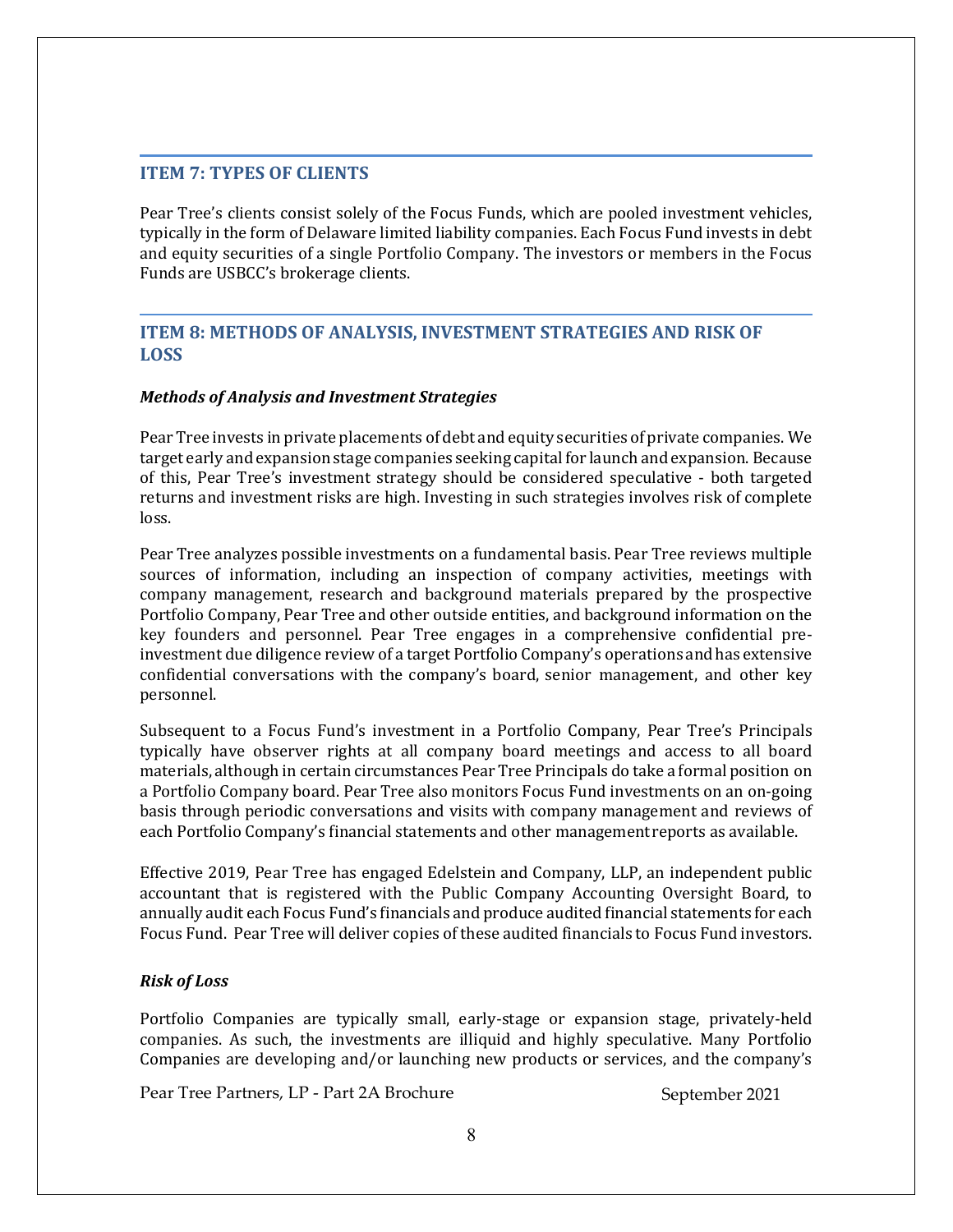## ITEM 7: TYPES OF CLIENTS

Pear Tree's clients consist solely of the Focus Funds, which are pooled investment vehicles, typically in the form of Delaware limited liability companies. Each Focus Fund invests in debt and equity securities of a single Portfolio Company. The investors or members in the Focus Funds are USBCC's brokerage clients.

## ITEM 8: METHODS OF ANALYSIS, INVESTMENT STRATEGIES AND RISK OF LOSS

### *Methods of Analysis and Investment Strategies*

Pear Tree invests in private placements of debt and equity securities of private companies. We target early and expansion stage companies seeking capital for launch and expansion. Because of this, Pear Tree's investment strategy should be considered speculative - both targeted returns and investment risks are high. Investing in such strategies involves risk of complete loss.

Pear Tree analyzes possible investments on a fundamental basis. Pear Tree reviews multiple sources of information, including an inspection of company activities, meetings with company management, research and background materials prepared by the prospective Portfolio Company, Pear Tree and other outside entities, and background information on the key founders and personnel. Pear Tree engages in a comprehensive confidential pre-investment due diligence review of a target Portfolio Company's operations and has extensive confidential conversations with the company's board, senior management, and other key personnel.

Subsequent to a Focus Fund's investment in a Portfolio Company, Pear Tree's Principals typically have observer rights at all company board meetings and access to all board materials, although in certain circumstances Pear Tree Principals do take a formal position on a Portfolio Company board. Pear Tree also monitors Focus Fund investments on an on-going basis through periodic conversations and visits with company management and reviews of each Portfolio Company's financial statements and other management reports as available.

Effective 2019, Pear Tree has engaged Edelstein and Company, LLP, an independent public accountant that is registered with the Public Company Accounting Oversight Board, to annually audit each Focus Fund's financials and produce audited financial statements for each Focus Fund. Pear Tree will deliver copies of these audited financials to Focus Fund investors.

### *Risk of Loss*

Portfolio Companies are typically small, early-stage or expansion stage, privately-held companies. As such, the investments are illiquid and highly speculative. Many Portfolio Companies are developing and/or launching new products or services, and the company's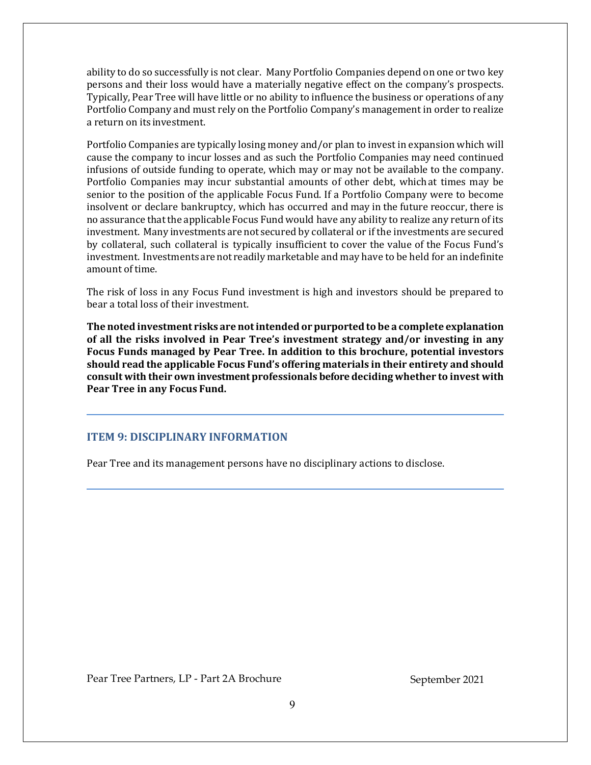ability to do so successfully is not clear. Many Portfolio Companies depend on one or two key persons and their loss would have a materially negative effect on the company's prospects. Typically, Pear Tree will have little or no ability to influence the business or operations of any Portfolio Company and must rely on the Portfolio Company's management in order to realize a return on its investment.

Portfolio Companies are typically losing money and/or plan to invest in expansion which will cause the company to incur losses and as such the Portfolio Companies may need continued infusions of outside funding to operate, which may or may not be available to the company. Portfolio Companies may incur substantial amounts of other debt, which at times may be senior to the position of the applicable Focus Fund. If a Portfolio Company were to become insolvent or declare bankruptcy, which has occurred and may in the future reoccur, there is no assurance that the applicable Focus Fund would have any ability to realize any return of its investment. Many investments are not secured by collateral or if the investments are secured by collateral, such collateral is typically insufficient to cover the value of the Focus Fund's investment. Investments are not readily marketable and may have to be held for an indefinite amount of time.

The risk of loss in any Focus Fund investment is high and investors should be prepared to bear a total loss of their investment.

**The noted investment risks are not intended or purported to be a complete explanation of all the risks involved in Pear Tree's investment strategy and/or investing in any Focus Funds managed by Pear Tree. In addition to this brochure, potential investors should read the applicable Focus Fund's offering materials in their entirety and should consult with their own investment professionals before deciding whether to invest with Pear Tree in any Focus Fund.**

## ITEM 9: DISCIPLINARY INFORMATION

Pear Tree and its management persons have no disciplinary actions to disclose.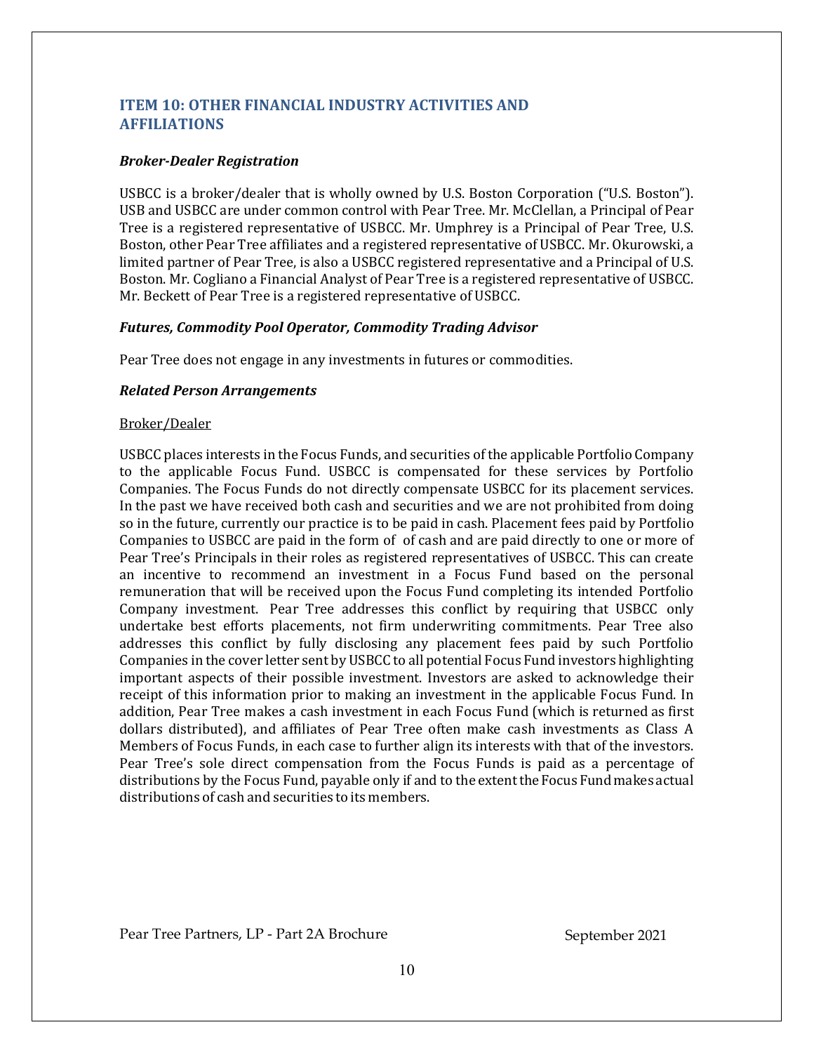## ITEM 10: OTHER FINANCIAL INDUSTRY ACTIVITIES AND AFFILIATIONS

### *Broker-Dealer Registration*

USBCC is a broker/dealer that is wholly owned by U.S. Boston Corporation ("U.S. Boston"). USB and USBCC are under common control with Pear Tree. Mr. McClellan, a Principal of Pear Tree is a registered representative of USBCC. Mr. Umphrey is a Principal of Pear Tree, U.S. Boston, other Pear Tree affiliates and a registered representative of USBCC. Mr. Okurowski, a limited partner of Pear Tree, is also a USBCC registered representative and a Principal of U.S. Boston. Mr. Cogliano a Financial Analyst of Pear Tree is a registered representative of USBCC. Mr. Beckett of Pear Tree is a registered representative of USBCC.

### *Futures, Commodity Pool Operator, Commodity Trading Advisor*

Pear Tree does not engage in any investments in futures or commodities.

### *Related Person Arrangements*

<u>Broker/Dealer</u>

USBCC places interests in the Focus Funds, and securities of the applicable Portfolio Company to the applicable Focus Fund. USBCC is compensated for these services by Portfolio Companies. The Focus Funds do not directly compensate USBCC for its placement services. In the past we have received both cash and securities and we are not prohibited from doing so in the future, currently our practice is to be paid in cash. Placement fees paid by Portfolio Companies to USBCC are paid in the form of of cash and are paid directly to one or more of Pear Tree's Principals in their roles as registered representatives of USBCC. This can create an incentive to recommend an investment in a Focus Fund based on the personal remuneration that will be received upon the Focus Fund completing its intended Portfolio Company investment. Pear Tree addresses this conflict by requiring that USBCC only undertake best efforts placements, not firm underwriting commitments. Pear Tree also addresses this conflict by fully disclosing any placement fees paid by such Portfolio Companies in the cover letter sent by USBCC to all potential Focus Fund investors highlighting important aspects of their possible investment. Investors are asked to acknowledge their receipt of this information prior to making an investment in the applicable Focus Fund. In addition, Pear Tree makes a cash investment in each Focus Fund (which is returned as first dollars distributed), and affiliates of Pear Tree often make cash investments as Class A Members of Focus Funds, in each case to further align its interests with that of the investors. Pear Tree's sole direct compensation from the Focus Funds is paid as a percentage of distributions by the Focus Fund, payable only if and to the extent the Focus Fund makes actual distributions of cash and securities to its members.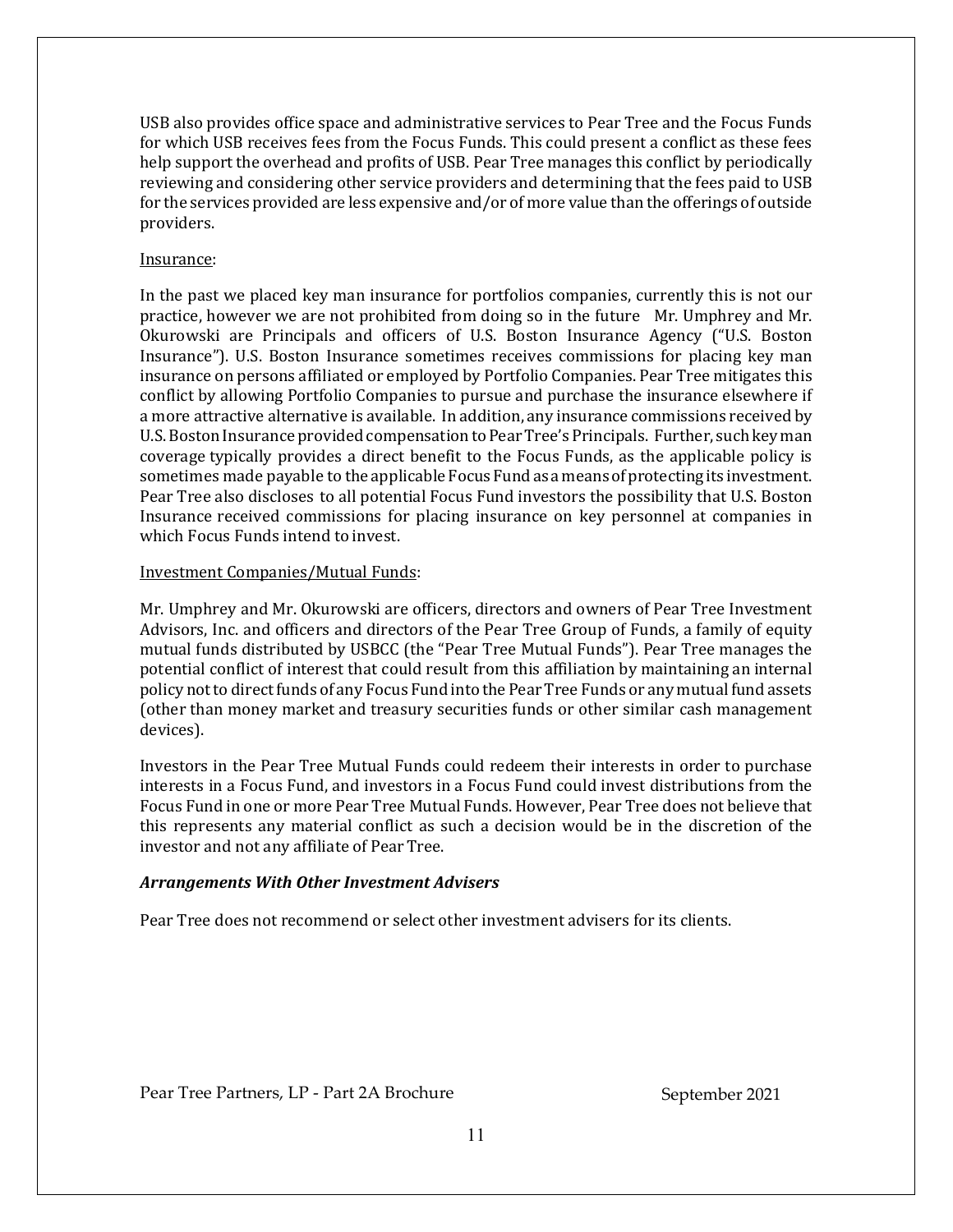USB also provides office space and administrative services to Pear Tree and the Focus Funds for which USB receives fees from the Focus Funds. This could present a conflict as these fees help support the overhead and profits of USB. Pear Tree manages this conflict by periodically reviewing and considering other service providers and determining that the fees paid to USB for the services provided are less expensive and/or of more value than the offerings of outside providers.

Insurance:

In the past we placed key man insurance for portfolios companies, currently this is not our practice, however we are not prohibited from doing so in the future  Mr. Umphrey and Mr. Okurowski are Principals and officers of U.S. Boston Insurance Agency ("U.S. Boston Insurance"). U.S. Boston Insurance sometimes receives commissions for placing key man insurance on persons affiliated or employed by Portfolio Companies. Pear Tree mitigates this conflict by allowing Portfolio Companies to pursue and purchase the insurance elsewhere if a more attractive alternative is available. In addition, any insurance commissions received by U.S. Boston Insurance provided compensation to Pear Tree's Principals. Further, such key man coverage typically provides a direct benefit to the Focus Funds, as the applicable policy is sometimes made payable to the applicable Focus Fund as a means of protecting its investment. Pear Tree also discloses to all potential Focus Fund investors the possibility that U.S. Boston Insurance received commissions for placing insurance on key personnel at companies in which Focus Funds intend to invest.

Investment Companies/Mutual Funds:

Mr. Umphrey and Mr. Okurowski are officers, directors and owners of Pear Tree Investment Advisors, Inc. and officers and directors of the Pear Tree Group of Funds, a family of equity mutual funds distributed by USBCC (the "Pear Tree Mutual Funds"). Pear Tree manages the potential conflict of interest that could result from this affiliation by maintaining an internal policy not to direct funds of any Focus Fund into the Pear Tree Funds or any mutual fund assets (other than money market and treasury securities funds or other similar cash management devices).

Investors in the Pear Tree Mutual Funds could redeem their interests in order to purchase interests in a Focus Fund, and investors in a Focus Fund could invest distributions from the Focus Fund in one or more Pear Tree Mutual Funds. However, Pear Tree does not believe that this represents any material conflict as such a decision would be in the discretion of the investor and not any affiliate of Pear Tree.

***Arrangements With Other Investment Advisers***

Pear Tree does not recommend or select other investment advisers for its clients.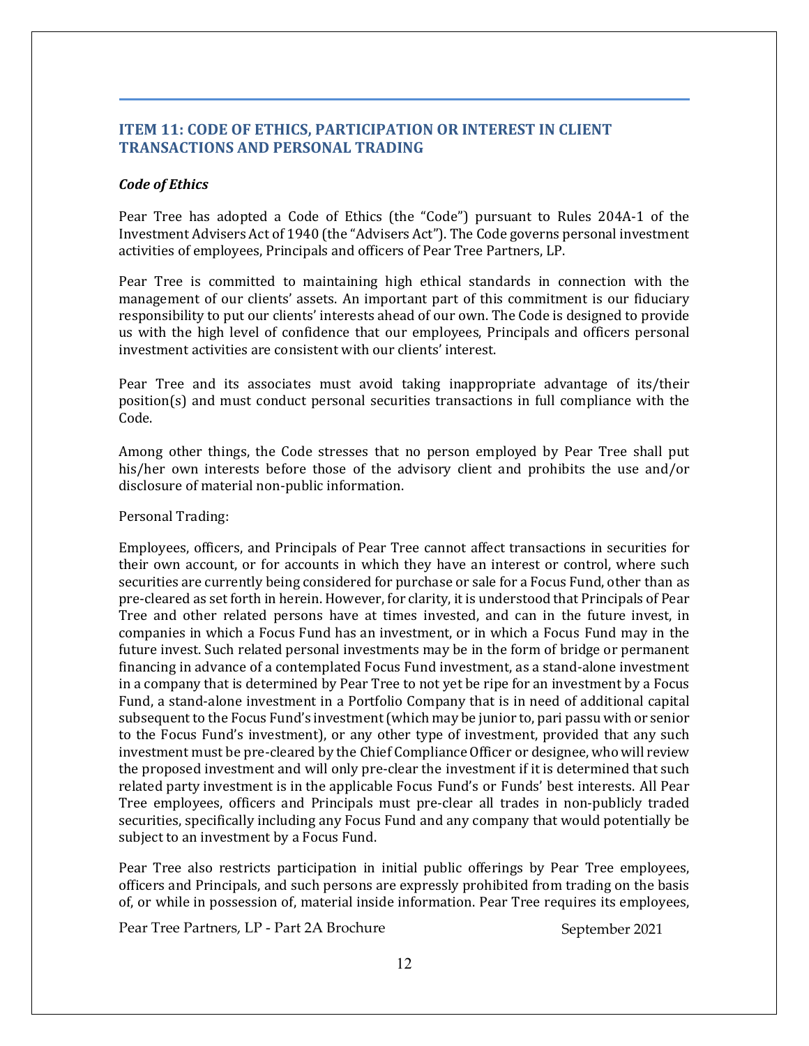## ITEM 11: CODE OF ETHICS, PARTICIPATION OR INTEREST IN CLIENT TRANSACTIONS AND PERSONAL TRADING

### *Code of Ethics*

Pear Tree has adopted a Code of Ethics (the "Code") pursuant to Rules 204A-1 of the Investment Advisers Act of 1940 (the "Advisers Act"). The Code governs personal investment activities of employees, Principals and officers of Pear Tree Partners, LP.

Pear Tree is committed to maintaining high ethical standards in connection with the management of our clients' assets. An important part of this commitment is our fiduciary responsibility to put our clients' interests ahead of our own. The Code is designed to provide us with the high level of confidence that our employees, Principals and officers personal investment activities are consistent with our clients' interest.

Pear Tree and its associates must avoid taking inappropriate advantage of its/their position(s) and must conduct personal securities transactions in full compliance with the Code.

Among other things, the Code stresses that no person employed by Pear Tree shall put his/her own interests before those of the advisory client and prohibits the use and/or disclosure of material non-public information.

Personal Trading:

Employees, officers, and Principals of Pear Tree cannot affect transactions in securities for their own account, or for accounts in which they have an interest or control, where such securities are currently being considered for purchase or sale for a Focus Fund, other than as pre-cleared as set forth in herein. However, for clarity, it is understood that Principals of Pear Tree and other related persons have at times invested, and can in the future invest, in companies in which a Focus Fund has an investment, or in which a Focus Fund may in the future invest. Such related personal investments may be in the form of bridge or permanent financing in advance of a contemplated Focus Fund investment, as a stand-alone investment in a company that is determined by Pear Tree to not yet be ripe for an investment by a Focus Fund, a stand-alone investment in a Portfolio Company that is in need of additional capital subsequent to the Focus Fund's investment (which may be junior to, pari passu with or senior to the Focus Fund's investment), or any other type of investment, provided that any such investment must be pre-cleared by the Chief Compliance Officer or designee, who will review the proposed investment and will only pre-clear the investment if it is determined that such related party investment is in the applicable Focus Fund's or Funds' best interests. All Pear Tree employees, officers and Principals must pre-clear all trades in non-publicly traded securities, specifically including any Focus Fund and any company that would potentially be subject to an investment by a Focus Fund.

Pear Tree also restricts participation in initial public offerings by Pear Tree employees, officers and Principals, and such persons are expressly prohibited from trading on the basis of, or while in possession of, material inside information. Pear Tree requires its employees,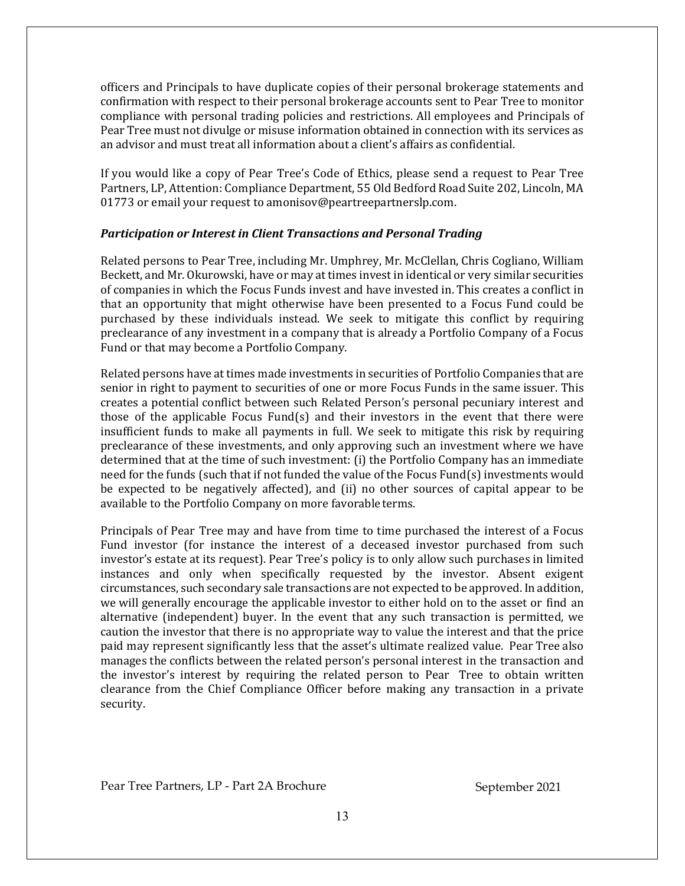officers and Principals to have duplicate copies of their personal brokerage statements and confirmation with respect to their personal brokerage accounts sent to Pear Tree to monitor compliance with personal trading policies and restrictions. All employees and Principals of Pear Tree must not divulge or misuse information obtained in connection with its services as an advisor and must treat all information about a client's affairs as confidential.

If you would like a copy of Pear Tree's Code of Ethics, please send a request to Pear Tree Partners, LP, Attention: Compliance Department, 55 Old Bedford Road Suite 202, Lincoln, MA 01773 or email your request to amonisov@peartreepartnerslp.com.

***Participation or Interest in Client Transactions and Personal Trading***

Related persons to Pear Tree, including Mr. Umphrey, Mr. McClellan, Chris Cogliano, William Beckett, and Mr. Okurowski, have or may at times invest in identical or very similar securities of companies in which the Focus Funds invest and have invested in. This creates a conflict in that an opportunity that might otherwise have been presented to a Focus Fund could be purchased by these individuals instead. We seek to mitigate this conflict by requiring preclearance of any investment in a company that is already a Portfolio Company of a Focus Fund or that may become a Portfolio Company.

Related persons have at times made investments in securities of Portfolio Companies that are senior in right to payment to securities of one or more Focus Funds in the same issuer. This creates a potential conflict between such Related Person's personal pecuniary interest and those of the applicable Focus Fund(s) and their investors in the event that there were insufficient funds to make all payments in full. We seek to mitigate this risk by requiring preclearance of these investments, and only approving such an investment where we have determined that at the time of such investment: (i) the Portfolio Company has an immediate need for the funds (such that if not funded the value of the Focus Fund(s) investments would be expected to be negatively affected), and (ii) no other sources of capital appear to be available to the Portfolio Company on more favorable terms.

Principals of Pear Tree may and have from time to time purchased the interest of a Focus Fund investor (for instance the interest of a deceased investor purchased from such investor's estate at its request). Pear Tree's policy is to only allow such purchases in limited instances and only when specifically requested by the investor. Absent exigent circumstances, such secondary sale transactions are not expected to be approved. In addition, we will generally encourage the applicable investor to either hold on to the asset or find an alternative (independent) buyer. In the event that any such transaction is permitted, we caution the investor that there is no appropriate way to value the interest and that the price paid may represent significantly less that the asset's ultimate realized value. Pear Tree also manages the conflicts between the related person's personal interest in the transaction and the investor's interest by requiring the related person to Pear Tree to obtain written clearance from the Chief Compliance Officer before making any transaction in a private security.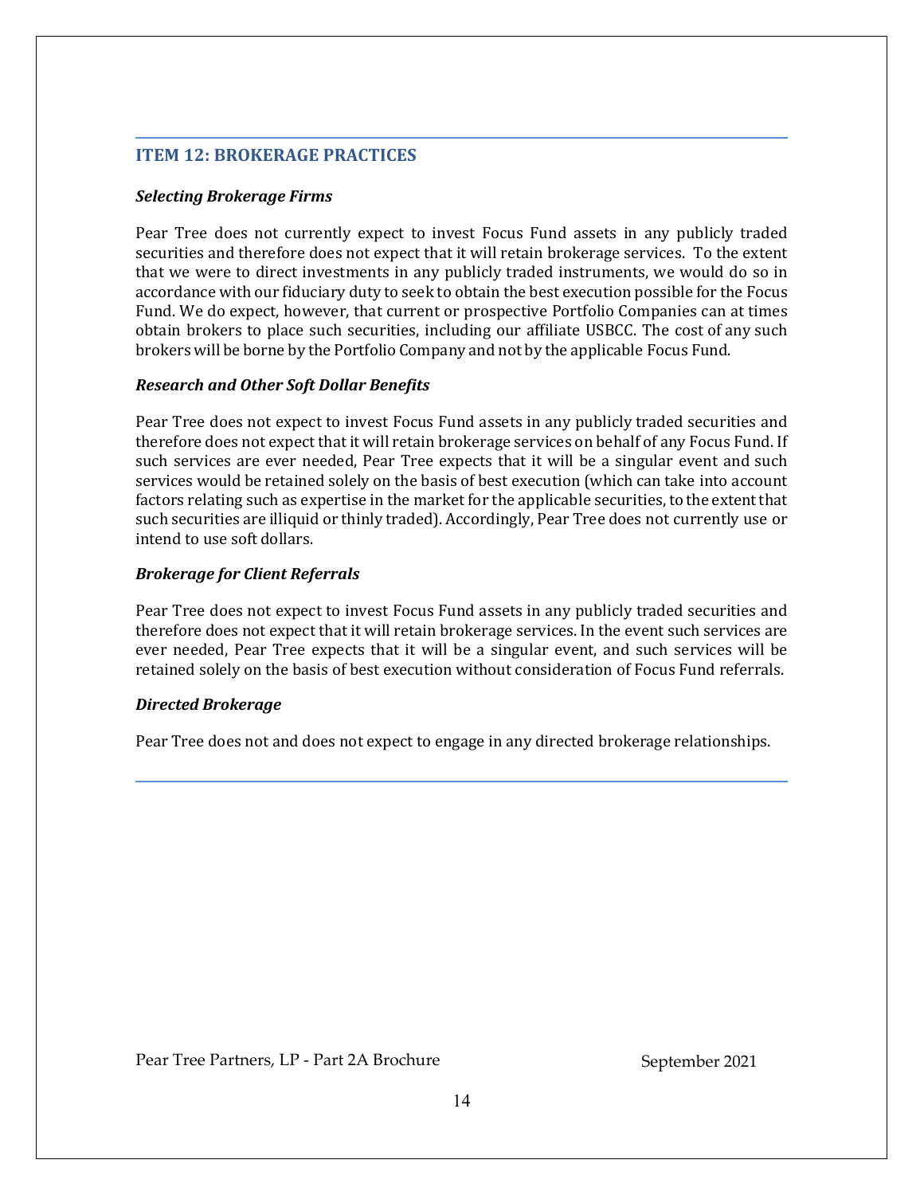## ITEM 12: BROKERAGE PRACTICES

***Selecting Brokerage Firms***

Pear Tree does not currently expect to invest Focus Fund assets in any publicly traded securities and therefore does not expect that it will retain brokerage services. To the extent that we were to direct investments in any publicly traded instruments, we would do so in accordance with our fiduciary duty to seek to obtain the best execution possible for the Focus Fund. We do expect, however, that current or prospective Portfolio Companies can at times obtain brokers to place such securities, including our affiliate USBCC. The cost of any such brokers will be borne by the Portfolio Company and not by the applicable Focus Fund.

***Research and Other Soft Dollar Benefits***

Pear Tree does not expect to invest Focus Fund assets in any publicly traded securities and therefore does not expect that it will retain brokerage services on behalf of any Focus Fund. If such services are ever needed, Pear Tree expects that it will be a singular event and such services would be retained solely on the basis of best execution (which can take into account factors relating such as expertise in the market for the applicable securities, to the extent that such securities are illiquid or thinly traded). Accordingly, Pear Tree does not currently use or intend to use soft dollars.

***Brokerage for Client Referrals***

Pear Tree does not expect to invest Focus Fund assets in any publicly traded securities and therefore does not expect that it will retain brokerage services. In the event such services are ever needed, Pear Tree expects that it will be a singular event, and such services will be retained solely on the basis of best execution without consideration of Focus Fund referrals.

***Directed Brokerage***

Pear Tree does not and does not expect to engage in any directed brokerage relationships.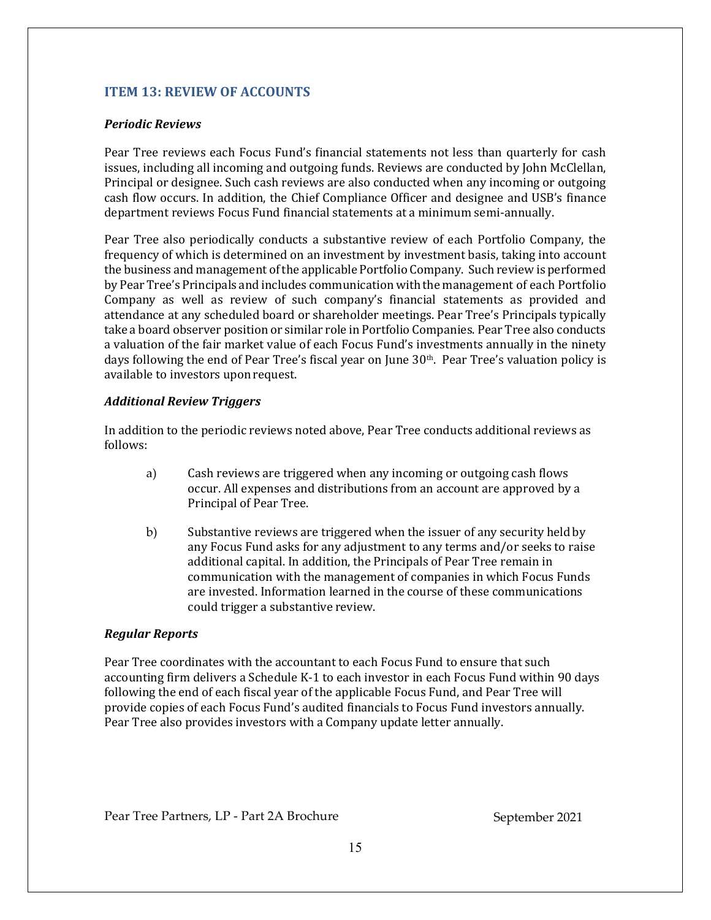## ITEM 13: REVIEW OF ACCOUNTS

### *Periodic Reviews*

Pear Tree reviews each Focus Fund's financial statements not less than quarterly for cash issues, including all incoming and outgoing funds. Reviews are conducted by John McClellan, Principal or designee. Such cash reviews are also conducted when any incoming or outgoing cash flow occurs. In addition, the Chief Compliance Officer and designee and USB's finance department reviews Focus Fund financial statements at a minimum semi-annually.

Pear Tree also periodically conducts a substantive review of each Portfolio Company, the frequency of which is determined on an investment by investment basis, taking into account the business and management of the applicable Portfolio Company. Such review is performed by Pear Tree's Principals and includes communication with the management of each Portfolio Company as well as review of such company's financial statements as provided and attendance at any scheduled board or shareholder meetings. Pear Tree's Principals typically take a board observer position or similar role in Portfolio Companies. Pear Tree also conducts a valuation of the fair market value of each Focus Fund's investments annually in the ninety days following the end of Pear Tree's fiscal year on June 30th. Pear Tree's valuation policy is available to investors upon request.

### *Additional Review Triggers*

In addition to the periodic reviews noted above, Pear Tree conducts additional reviews as follows:

a) Cash reviews are triggered when any incoming or outgoing cash flows occur. All expenses and distributions from an account are approved by a Principal of Pear Tree.

b) Substantive reviews are triggered when the issuer of any security held by any Focus Fund asks for any adjustment to any terms and/or seeks to raise additional capital. In addition, the Principals of Pear Tree remain in communication with the management of companies in which Focus Funds are invested. Information learned in the course of these communications could trigger a substantive review.

### *Regular Reports*

Pear Tree coordinates with the accountant to each Focus Fund to ensure that such accounting firm delivers a Schedule K-1 to each investor in each Focus Fund within 90 days following the end of each fiscal year of the applicable Focus Fund, and Pear Tree will provide copies of each Focus Fund's audited financials to Focus Fund investors annually. Pear Tree also provides investors with a Company update letter annually.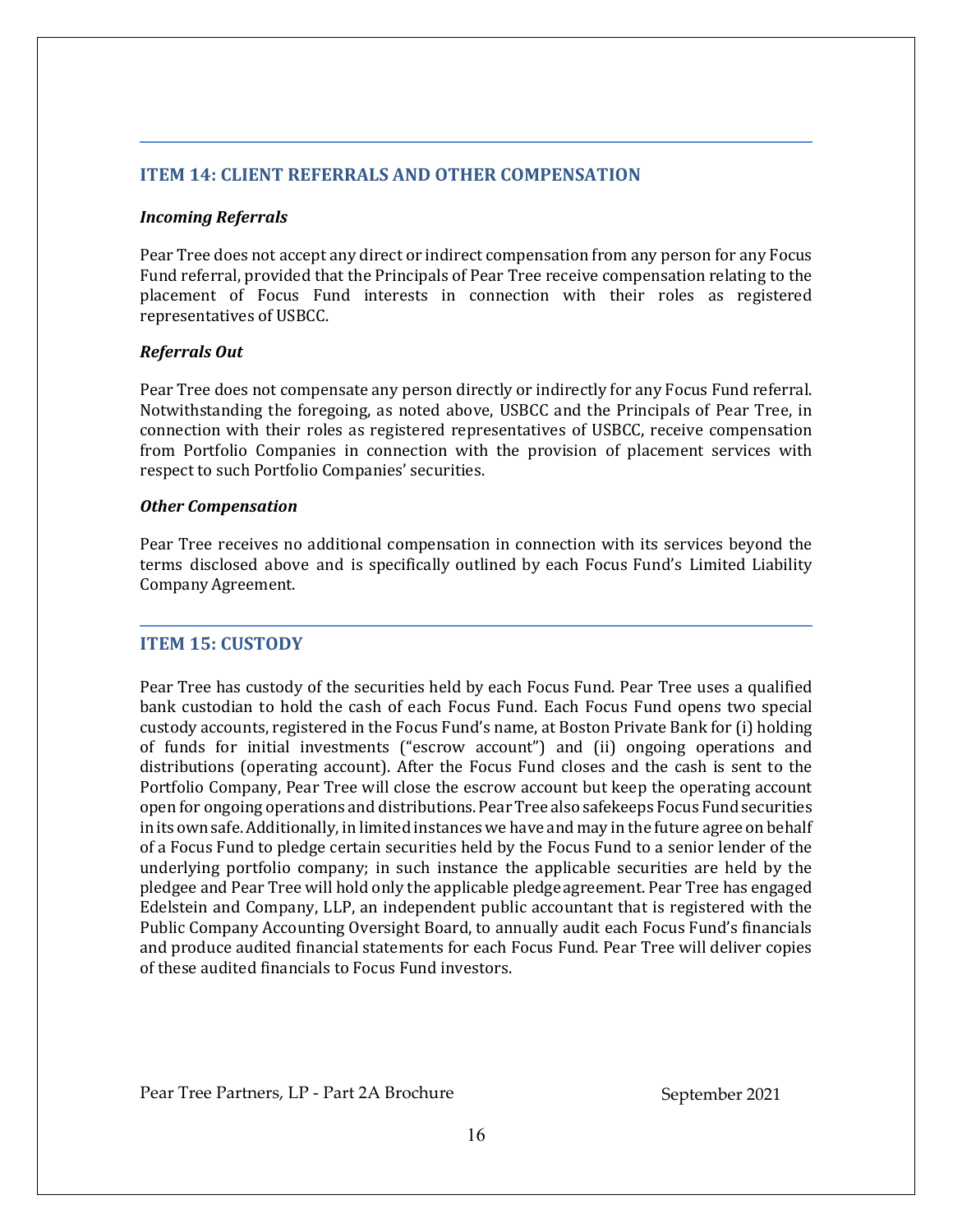## ITEM 14: CLIENT REFERRALS AND OTHER COMPENSATION

### *Incoming Referrals*

Pear Tree does not accept any direct or indirect compensation from any person for any Focus Fund referral, provided that the Principals of Pear Tree receive compensation relating to the placement of Focus Fund interests in connection with their roles as registered representatives of USBCC.

### *Referrals Out*

Pear Tree does not compensate any person directly or indirectly for any Focus Fund referral. Notwithstanding the foregoing, as noted above, USBCC and the Principals of Pear Tree, in connection with their roles as registered representatives of USBCC, receive compensation from Portfolio Companies in connection with the provision of placement services with respect to such Portfolio Companies' securities.

### *Other Compensation*

Pear Tree receives no additional compensation in connection with its services beyond the terms disclosed above and is specifically outlined by each Focus Fund's Limited Liability Company Agreement.

## ITEM 15: CUSTODY

Pear Tree has custody of the securities held by each Focus Fund. Pear Tree uses a qualified bank custodian to hold the cash of each Focus Fund. Each Focus Fund opens two special custody accounts, registered in the Focus Fund's name, at Boston Private Bank for (i) holding of funds for initial investments ("escrow account") and (ii) ongoing operations and distributions (operating account). After the Focus Fund closes and the cash is sent to the Portfolio Company, Pear Tree will close the escrow account but keep the operating account open for ongoing operations and distributions. Pear Tree also safekeeps Focus Fund securities in its own safe. Additionally, in limited instances we have and may in the future agree on behalf of a Focus Fund to pledge certain securities held by the Focus Fund to a senior lender of the underlying portfolio company; in such instance the applicable securities are held by the pledgee and Pear Tree will hold only the applicable pledge agreement. Pear Tree has engaged Edelstein and Company, LLP, an independent public accountant that is registered with the Public Company Accounting Oversight Board, to annually audit each Focus Fund's financials and produce audited financial statements for each Focus Fund. Pear Tree will deliver copies of these audited financials to Focus Fund investors.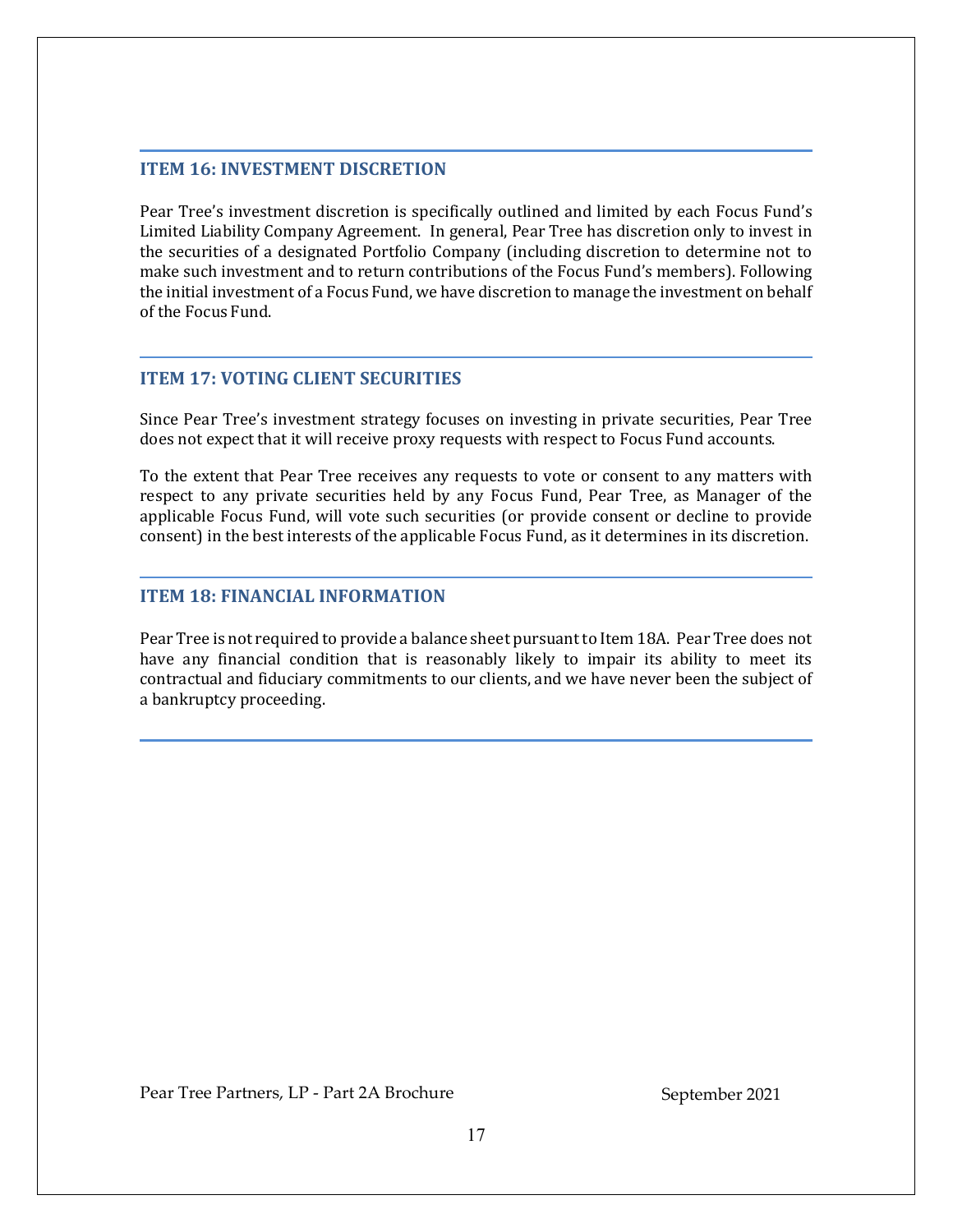## ITEM 16: INVESTMENT DISCRETION

Pear Tree's investment discretion is specifically outlined and limited by each Focus Fund's Limited Liability Company Agreement. In general, Pear Tree has discretion only to invest in the securities of a designated Portfolio Company (including discretion to determine not to make such investment and to return contributions of the Focus Fund's members). Following the initial investment of a Focus Fund, we have discretion to manage the investment on behalf of the Focus Fund.

## ITEM 17: VOTING CLIENT SECURITIES

Since Pear Tree's investment strategy focuses on investing in private securities, Pear Tree does not expect that it will receive proxy requests with respect to Focus Fund accounts.

To the extent that Pear Tree receives any requests to vote or consent to any matters with respect to any private securities held by any Focus Fund, Pear Tree, as Manager of the applicable Focus Fund, will vote such securities (or provide consent or decline to provide consent) in the best interests of the applicable Focus Fund, as it determines in its discretion.

## ITEM 18: FINANCIAL INFORMATION

Pear Tree is not required to provide a balance sheet pursuant to Item 18A. Pear Tree does not have any financial condition that is reasonably likely to impair its ability to meet its contractual and fiduciary commitments to our clients, and we have never been the subject of a bankruptcy proceeding.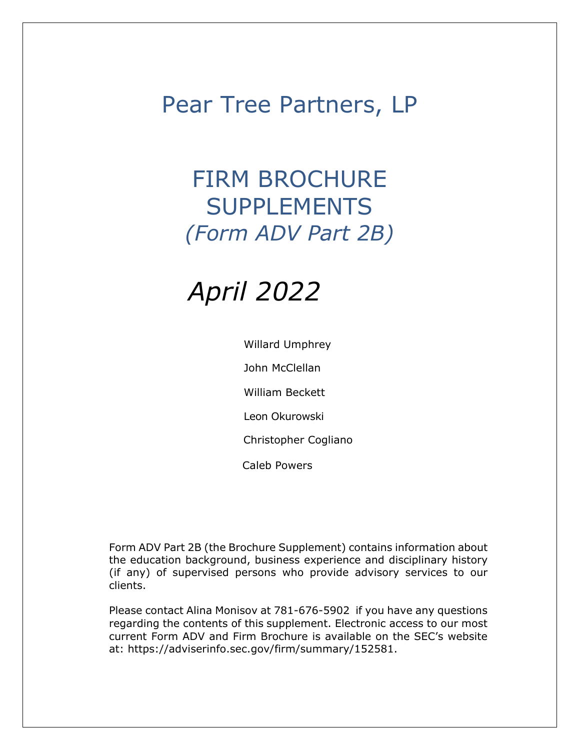# Pear Tree Partners, LP

## FIRM BROCHURE SUPPLEMENTS
## *(Form ADV Part 2B)*

## *April 2022*

Willard Umphrey

John McClellan

William Beckett

Leon Okurowski

Christopher Cogliano

Caleb Powers

Form ADV Part 2B (the Brochure Supplement) contains information about the education background, business experience and disciplinary history (if any) of supervised persons who provide advisory services to our clients.

Please contact Alina Monisov at 781-676-5902 if you have any questions regarding the contents of this supplement. Electronic access to our most current Form ADV and Firm Brochure is available on the SEC's website at: https://adviserinfo.sec.gov/firm/summary/152581.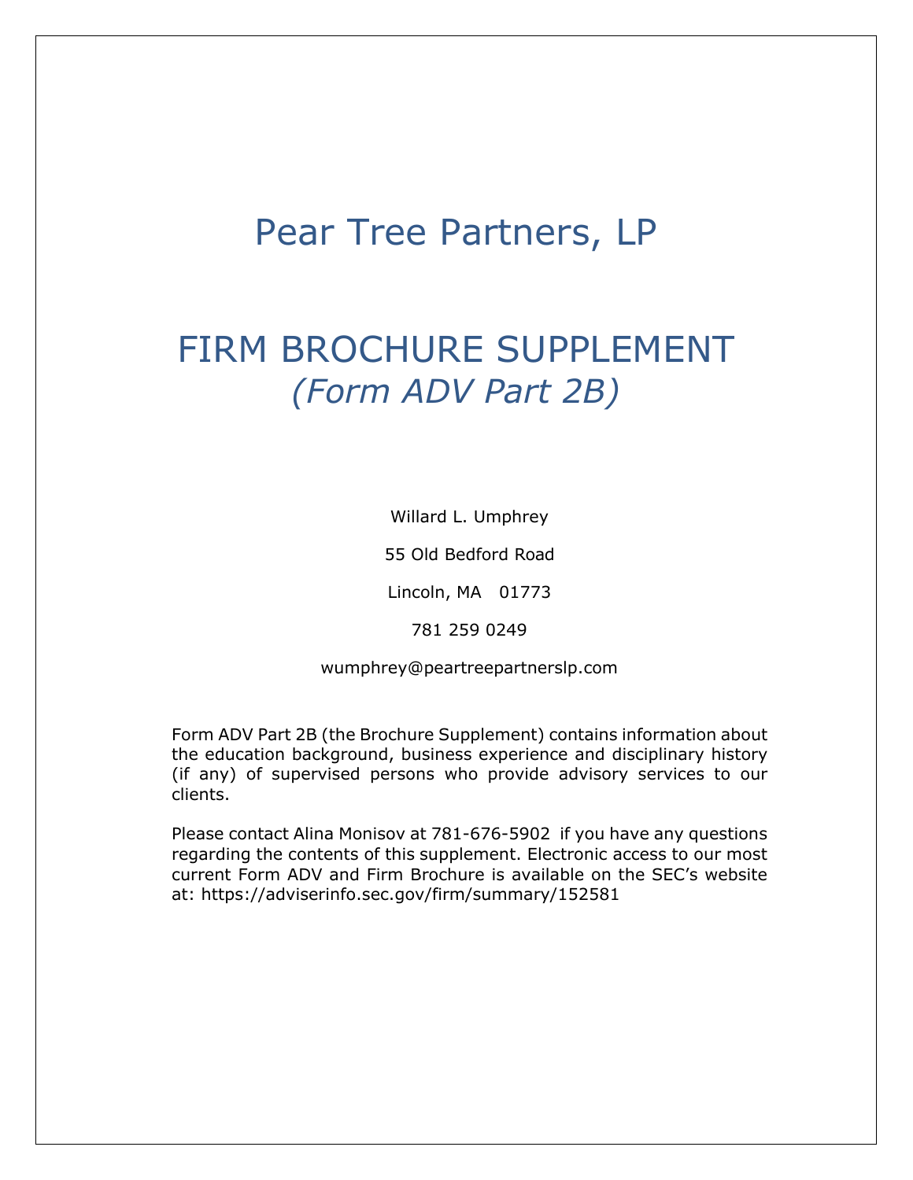# Pear Tree Partners, LP

# FIRM BROCHURE SUPPLEMENT
## *(Form ADV Part 2B)*

Willard L. Umphrey

55 Old Bedford Road

Lincoln, MA 01773

781 259 0249

wumphrey@peartreepartnerslp.com

Form ADV Part 2B (the Brochure Supplement) contains information about the education background, business experience and disciplinary history (if any) of supervised persons who provide advisory services to our clients.

Please contact Alina Monisov at 781-676-5902 if you have any questions regarding the contents of this supplement. Electronic access to our most current Form ADV and Firm Brochure is available on the SEC's website at: https://adviserinfo.sec.gov/firm/summary/152581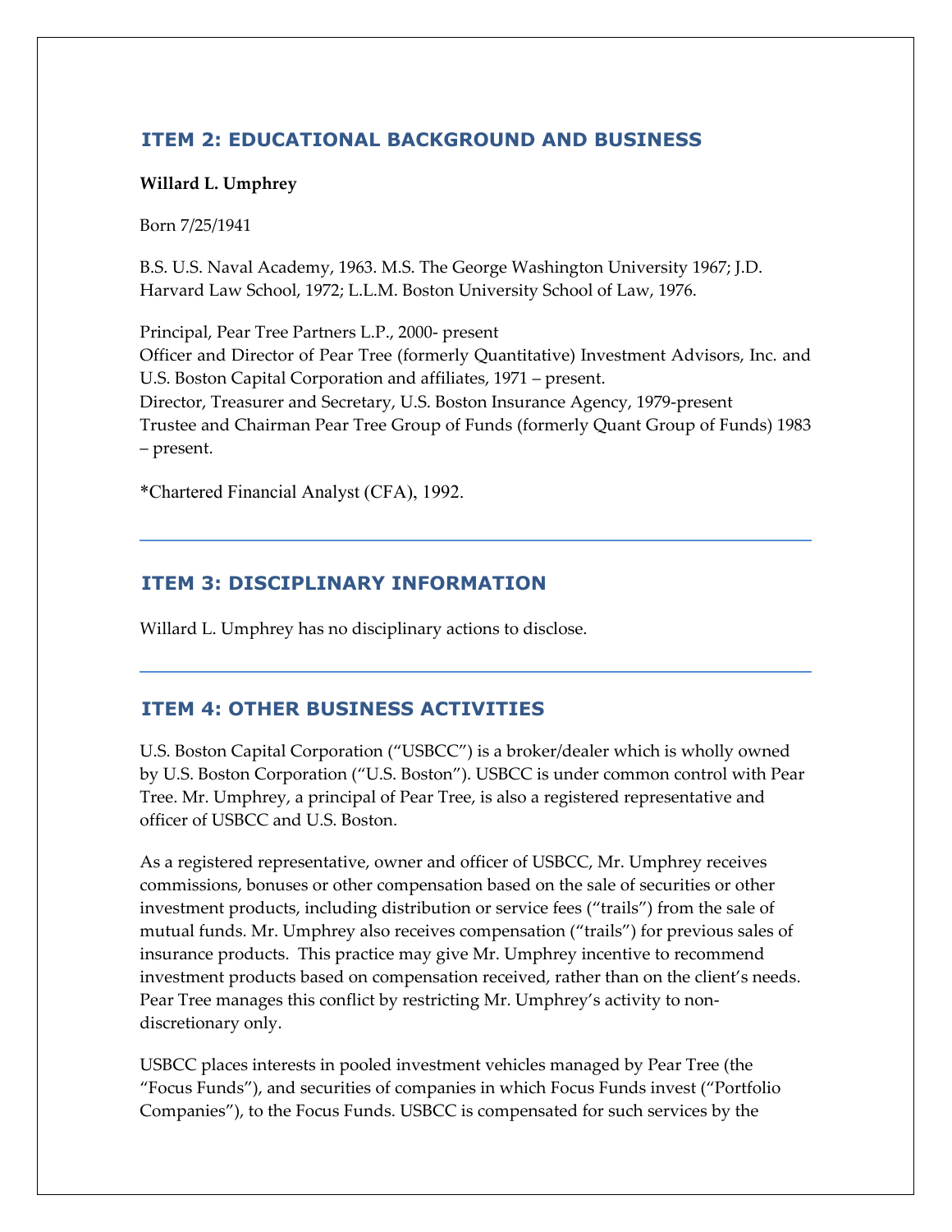## ITEM 2: EDUCATIONAL BACKGROUND AND BUSINESS

**Willard L. Umphrey**

Born 7/25/1941

B.S. U.S. Naval Academy, 1963. M.S. The George Washington University 1967; J.D. Harvard Law School, 1972; L.L.M. Boston University School of Law, 1976.

Principal, Pear Tree Partners L.P., 2000- present
Officer and Director of Pear Tree (formerly Quantitative) Investment Advisors, Inc. and U.S. Boston Capital Corporation and affiliates, 1971 – present.
Director, Treasurer and Secretary, U.S. Boston Insurance Agency, 1979-present
Trustee and Chairman Pear Tree Group of Funds (formerly Quant Group of Funds) 1983 – present.

*Chartered Financial Analyst (CFA), 1992.

## ITEM 3: DISCIPLINARY INFORMATION

Willard L. Umphrey has no disciplinary actions to disclose.

## ITEM 4: OTHER BUSINESS ACTIVITIES

U.S. Boston Capital Corporation ("USBCC") is a broker/dealer which is wholly owned by U.S. Boston Corporation ("U.S. Boston"). USBCC is under common control with Pear Tree. Mr. Umphrey, a principal of Pear Tree, is also a registered representative and officer of USBCC and U.S. Boston.

As a registered representative, owner and officer of USBCC, Mr. Umphrey receives commissions, bonuses or other compensation based on the sale of securities or other investment products, including distribution or service fees ("trails") from the sale of mutual funds. Mr. Umphrey also receives compensation ("trails") for previous sales of insurance products. This practice may give Mr. Umphrey incentive to recommend investment products based on compensation received, rather than on the client's needs. Pear Tree manages this conflict by restricting Mr. Umphrey's activity to non-discretionary only.

USBCC places interests in pooled investment vehicles managed by Pear Tree (the "Focus Funds"), and securities of companies in which Focus Funds invest ("Portfolio Companies"), to the Focus Funds. USBCC is compensated for such services by the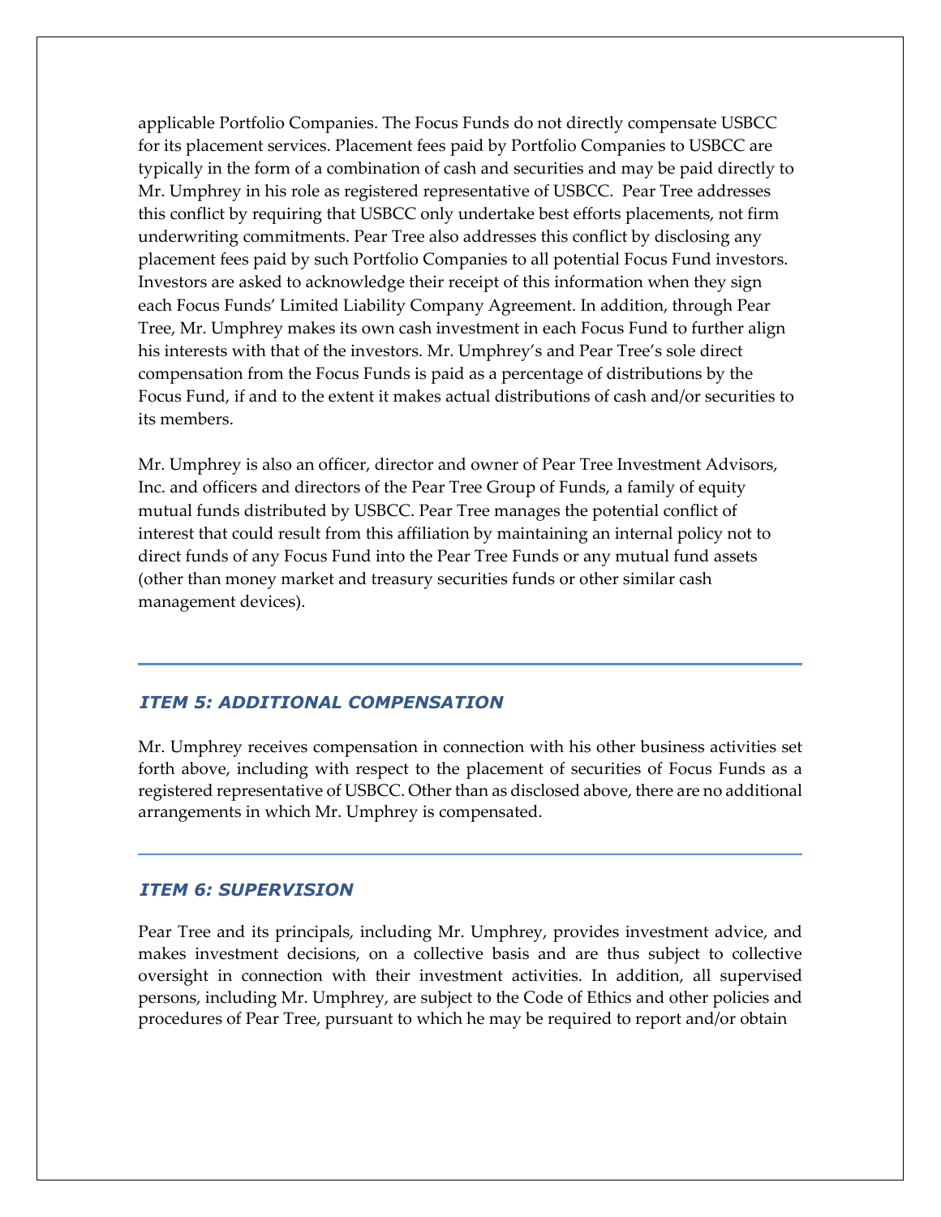applicable Portfolio Companies. The Focus Funds do not directly compensate USBCC for its placement services. Placement fees paid by Portfolio Companies to USBCC are typically in the form of a combination of cash and securities and may be paid directly to Mr. Umphrey in his role as registered representative of USBCC. Pear Tree addresses this conflict by requiring that USBCC only undertake best efforts placements, not firm underwriting commitments. Pear Tree also addresses this conflict by disclosing any placement fees paid by such Portfolio Companies to all potential Focus Fund investors. Investors are asked to acknowledge their receipt of this information when they sign each Focus Funds' Limited Liability Company Agreement. In addition, through Pear Tree, Mr. Umphrey makes its own cash investment in each Focus Fund to further align his interests with that of the investors. Mr. Umphrey's and Pear Tree's sole direct compensation from the Focus Funds is paid as a percentage of distributions by the Focus Fund, if and to the extent it makes actual distributions of cash and/or securities to its members.

Mr. Umphrey is also an officer, director and owner of Pear Tree Investment Advisors, Inc. and officers and directors of the Pear Tree Group of Funds, a family of equity mutual funds distributed by USBCC. Pear Tree manages the potential conflict of interest that could result from this affiliation by maintaining an internal policy not to direct funds of any Focus Fund into the Pear Tree Funds or any mutual fund assets (other than money market and treasury securities funds or other similar cash management devices).

## *ITEM 5: ADDITIONAL COMPENSATION*

Mr. Umphrey receives compensation in connection with his other business activities set forth above, including with respect to the placement of securities of Focus Funds as a registered representative of USBCC. Other than as disclosed above, there are no additional arrangements in which Mr. Umphrey is compensated.

## *ITEM 6: SUPERVISION*

Pear Tree and its principals, including Mr. Umphrey, provides investment advice, and makes investment decisions, on a collective basis and are thus subject to collective oversight in connection with their investment activities. In addition, all supervised persons, including Mr. Umphrey, are subject to the Code of Ethics and other policies and procedures of Pear Tree, pursuant to which he may be required to report and/or obtain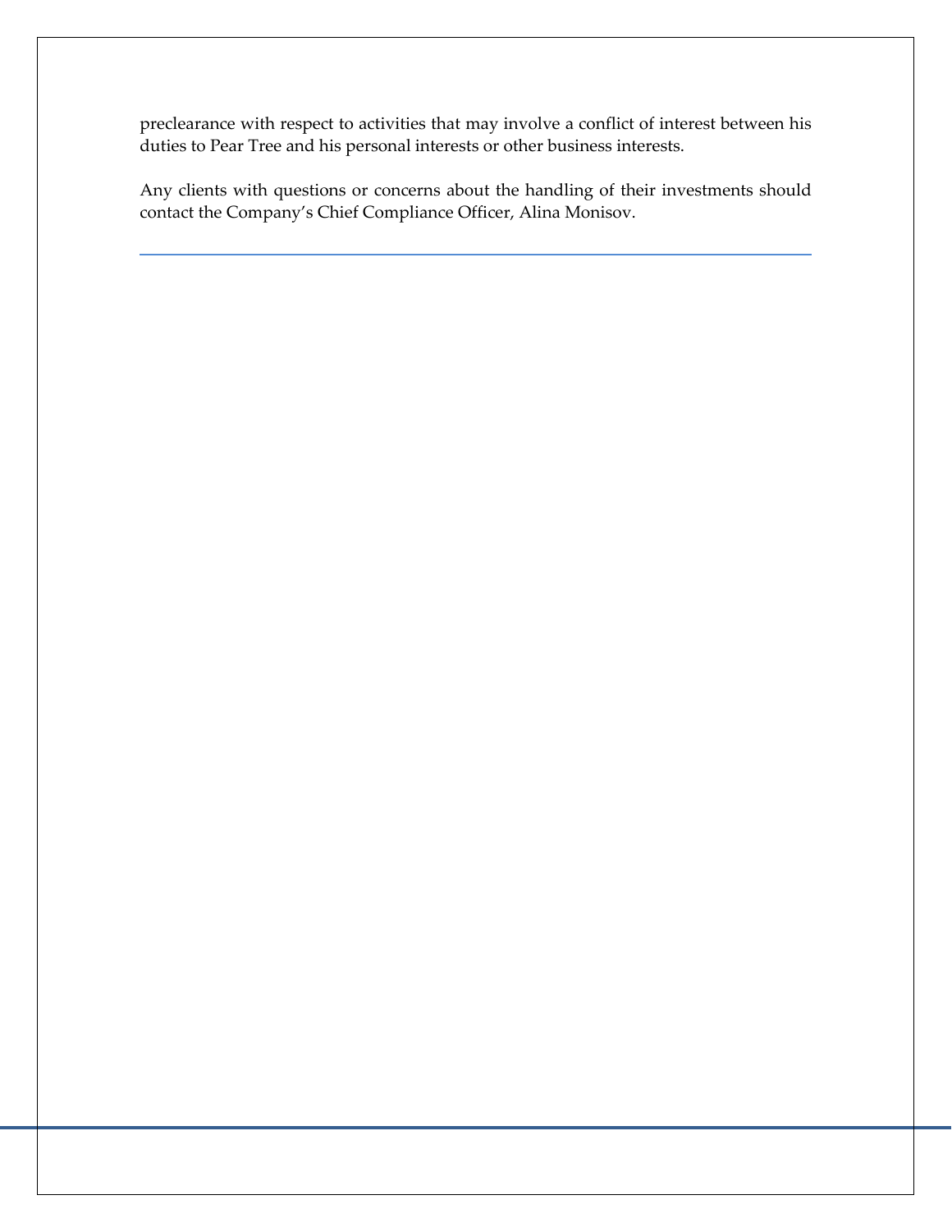preclearance with respect to activities that may involve a conflict of interest between his duties to Pear Tree and his personal interests or other business interests.

Any clients with questions or concerns about the handling of their investments should contact the Company's Chief Compliance Officer, Alina Monisov.

---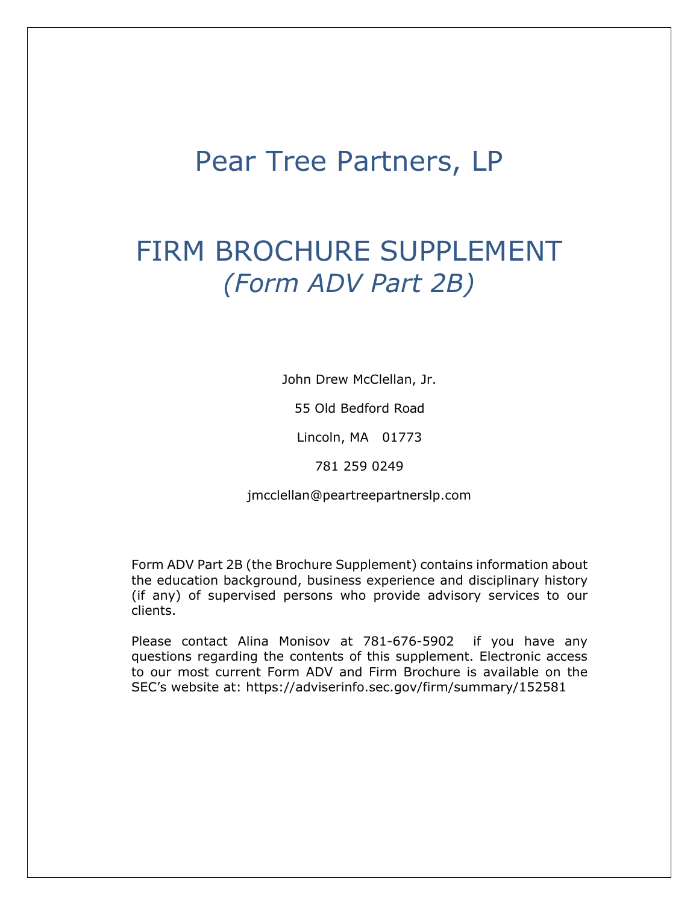# Pear Tree Partners, LP

# FIRM BROCHURE SUPPLEMENT
## *(Form ADV Part 2B)*

John Drew McClellan, Jr.

55 Old Bedford Road

Lincoln, MA 01773

781 259 0249

jmcclellan@peartreepartnerslp.com

Form ADV Part 2B (the Brochure Supplement) contains information about the education background, business experience and disciplinary history (if any) of supervised persons who provide advisory services to our clients.

Please contact Alina Monisov at 781-676-5902 if you have any questions regarding the contents of this supplement. Electronic access to our most current Form ADV and Firm Brochure is available on the SEC's website at: https://adviserinfo.sec.gov/firm/summary/152581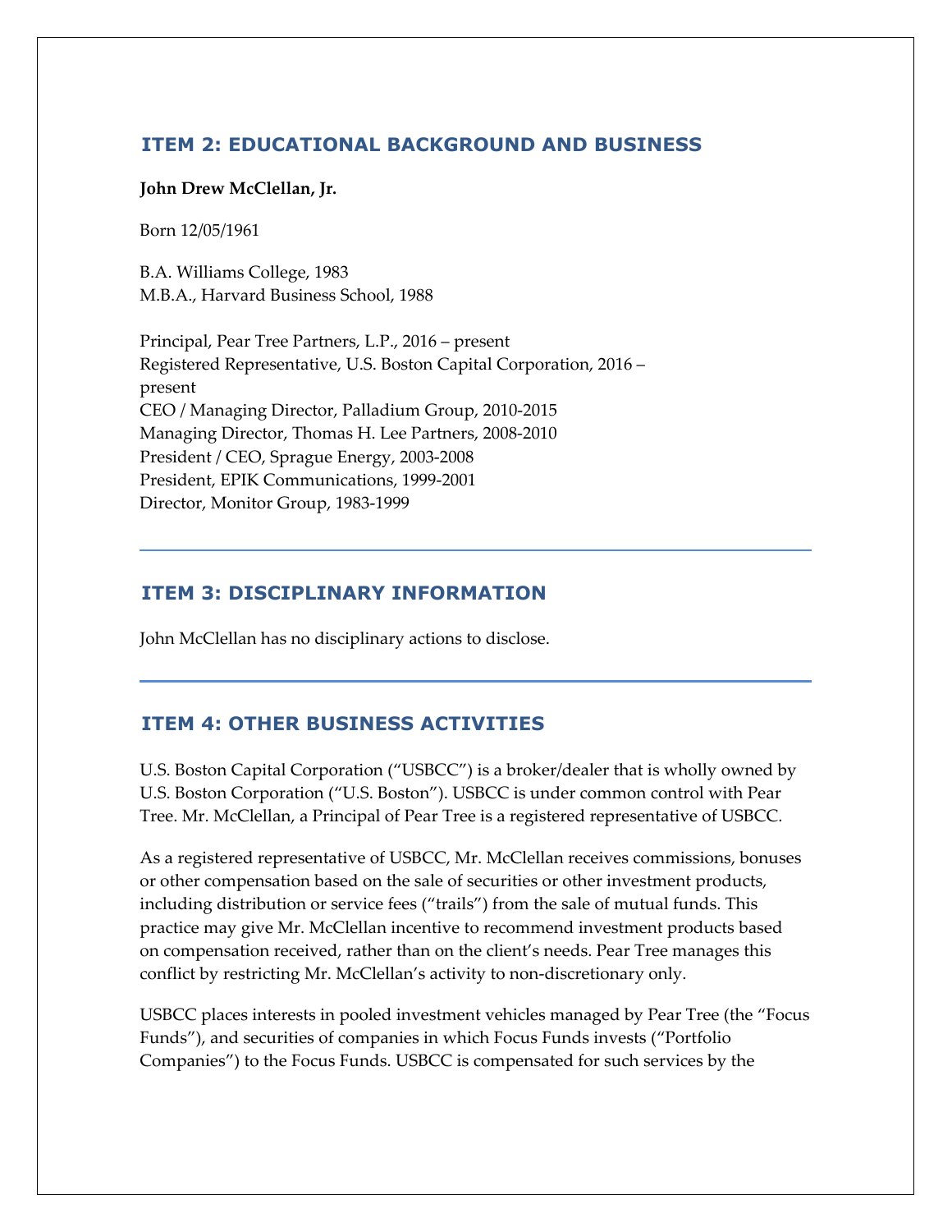## ITEM 2: EDUCATIONAL BACKGROUND AND BUSINESS

**John Drew McClellan, Jr.**

Born 12/05/1961

B.A. Williams College, 1983
M.B.A., Harvard Business School, 1988

Principal, Pear Tree Partners, L.P., 2016 – present
Registered Representative, U.S. Boston Capital Corporation, 2016 – present
CEO / Managing Director, Palladium Group, 2010-2015
Managing Director, Thomas H. Lee Partners, 2008-2010
President / CEO, Sprague Energy, 2003-2008
President, EPIK Communications, 1999-2001
Director, Monitor Group, 1983-1999

## ITEM 3: DISCIPLINARY INFORMATION

John McClellan has no disciplinary actions to disclose.

## ITEM 4: OTHER BUSINESS ACTIVITIES

U.S. Boston Capital Corporation ("USBCC") is a broker/dealer that is wholly owned by U.S. Boston Corporation ("U.S. Boston"). USBCC is under common control with Pear Tree. Mr. McClellan, a Principal of Pear Tree is a registered representative of USBCC.

As a registered representative of USBCC, Mr. McClellan receives commissions, bonuses or other compensation based on the sale of securities or other investment products, including distribution or service fees ("trails") from the sale of mutual funds. This practice may give Mr. McClellan incentive to recommend investment products based on compensation received, rather than on the client's needs. Pear Tree manages this conflict by restricting Mr. McClellan's activity to non-discretionary only.

USBCC places interests in pooled investment vehicles managed by Pear Tree (the "Focus Funds"), and securities of companies in which Focus Funds invests ("Portfolio Companies") to the Focus Funds. USBCC is compensated for such services by the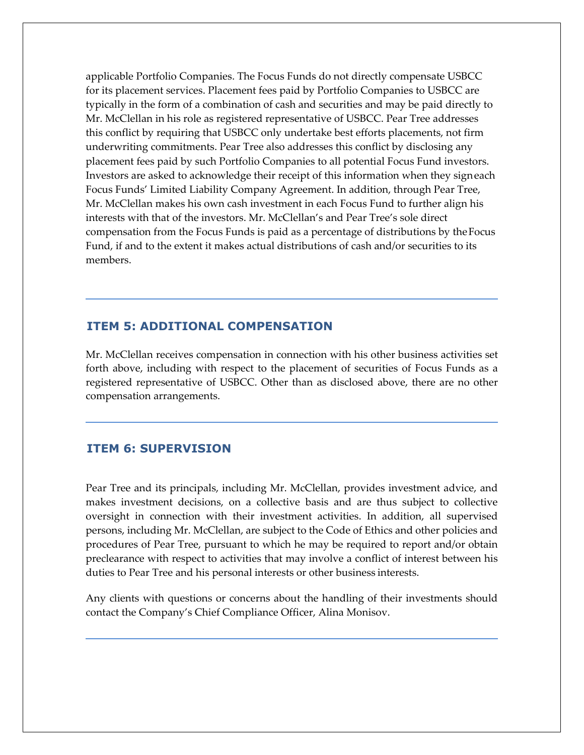applicable Portfolio Companies. The Focus Funds do not directly compensate USBCC for its placement services. Placement fees paid by Portfolio Companies to USBCC are typically in the form of a combination of cash and securities and may be paid directly to Mr. McClellan in his role as registered representative of USBCC. Pear Tree addresses this conflict by requiring that USBCC only undertake best efforts placements, not firm underwriting commitments. Pear Tree also addresses this conflict by disclosing any placement fees paid by such Portfolio Companies to all potential Focus Fund investors. Investors are asked to acknowledge their receipt of this information when they sign each Focus Funds' Limited Liability Company Agreement. In addition, through Pear Tree, Mr. McClellan makes his own cash investment in each Focus Fund to further align his interests with that of the investors. Mr. McClellan's and Pear Tree's sole direct compensation from the Focus Funds is paid as a percentage of distributions by the Focus Fund, if and to the extent it makes actual distributions of cash and/or securities to its members.

## ITEM 5: ADDITIONAL COMPENSATION

Mr. McClellan receives compensation in connection with his other business activities set forth above, including with respect to the placement of securities of Focus Funds as a registered representative of USBCC. Other than as disclosed above, there are no other compensation arrangements.

## ITEM 6: SUPERVISION

Pear Tree and its principals, including Mr. McClellan, provides investment advice, and makes investment decisions, on a collective basis and are thus subject to collective oversight in connection with their investment activities. In addition, all supervised persons, including Mr. McClellan, are subject to the Code of Ethics and other policies and procedures of Pear Tree, pursuant to which he may be required to report and/or obtain preclearance with respect to activities that may involve a conflict of interest between his duties to Pear Tree and his personal interests or other business interests.

Any clients with questions or concerns about the handling of their investments should contact the Company's Chief Compliance Officer, Alina Monisov.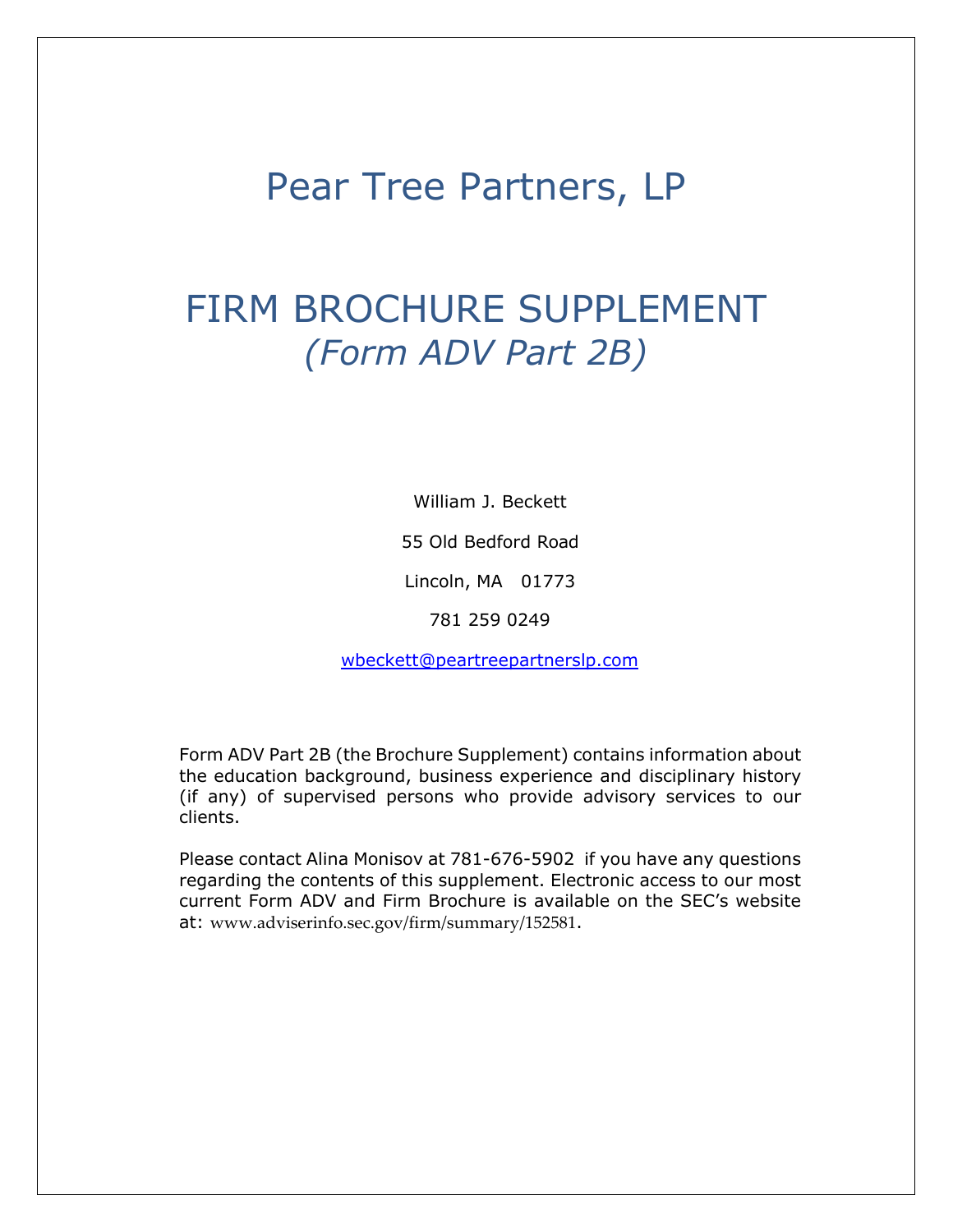# Pear Tree Partners, LP

# FIRM BROCHURE SUPPLEMENT

## *(Form ADV Part 2B)*

William J. Beckett

55 Old Bedford Road

Lincoln, MA 01773

781 259 0249

wbeckett@peartreepartnerslp.com

Form ADV Part 2B (the Brochure Supplement) contains information about the education background, business experience and disciplinary history (if any) of supervised persons who provide advisory services to our clients.

Please contact Alina Monisov at 781-676-5902 if you have any questions regarding the contents of this supplement. Electronic access to our most current Form ADV and Firm Brochure is available on the SEC's website at: www.adviserinfo.sec.gov/firm/summary/152581.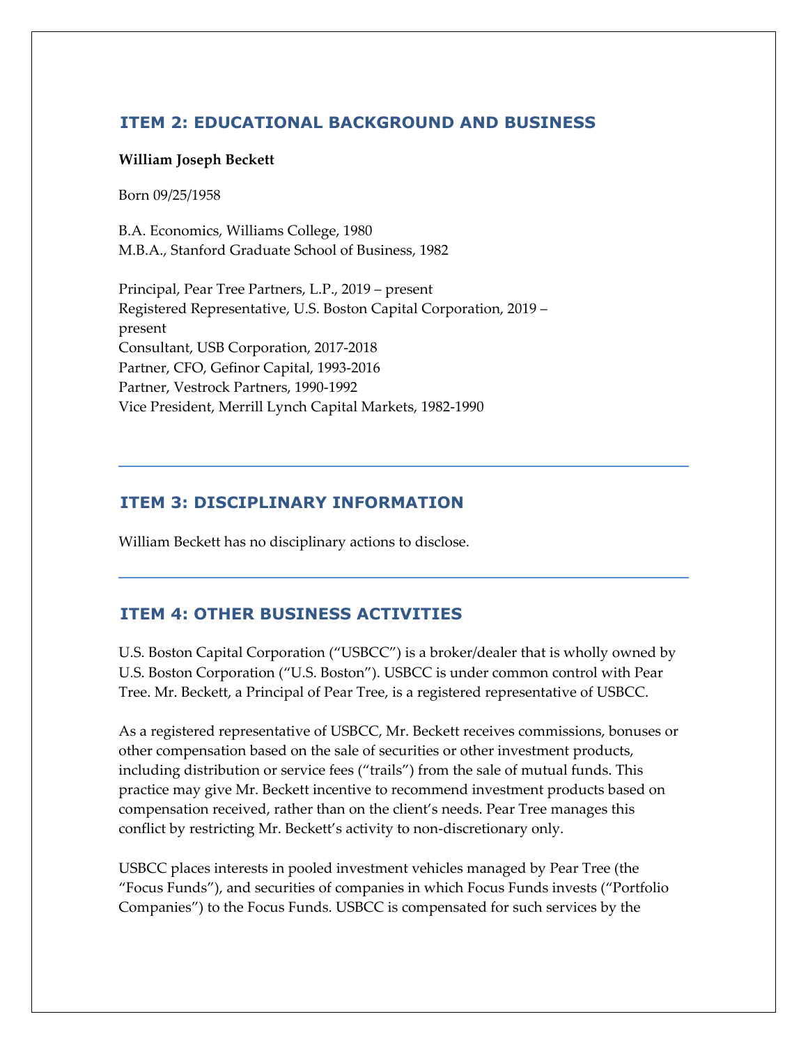## ITEM 2: EDUCATIONAL BACKGROUND AND BUSINESS

**William Joseph Beckett**

Born 09/25/1958

B.A. Economics, Williams College, 1980
M.B.A., Stanford Graduate School of Business, 1982

Principal, Pear Tree Partners, L.P., 2019 – present
Registered Representative, U.S. Boston Capital Corporation, 2019 – present
Consultant, USB Corporation, 2017-2018
Partner, CFO, Gefinor Capital, 1993-2016
Partner, Vestrock Partners, 1990-1992
Vice President, Merrill Lynch Capital Markets, 1982-1990

## ITEM 3: DISCIPLINARY INFORMATION

William Beckett has no disciplinary actions to disclose.

## ITEM 4: OTHER BUSINESS ACTIVITIES

U.S. Boston Capital Corporation ("USBCC") is a broker/dealer that is wholly owned by U.S. Boston Corporation ("U.S. Boston"). USBCC is under common control with Pear Tree. Mr. Beckett, a Principal of Pear Tree, is a registered representative of USBCC.

As a registered representative of USBCC, Mr. Beckett receives commissions, bonuses or other compensation based on the sale of securities or other investment products, including distribution or service fees ("trails") from the sale of mutual funds. This practice may give Mr. Beckett incentive to recommend investment products based on compensation received, rather than on the client's needs. Pear Tree manages this conflict by restricting Mr. Beckett's activity to non-discretionary only.

USBCC places interests in pooled investment vehicles managed by Pear Tree (the "Focus Funds"), and securities of companies in which Focus Funds invests ("Portfolio Companies") to the Focus Funds. USBCC is compensated for such services by the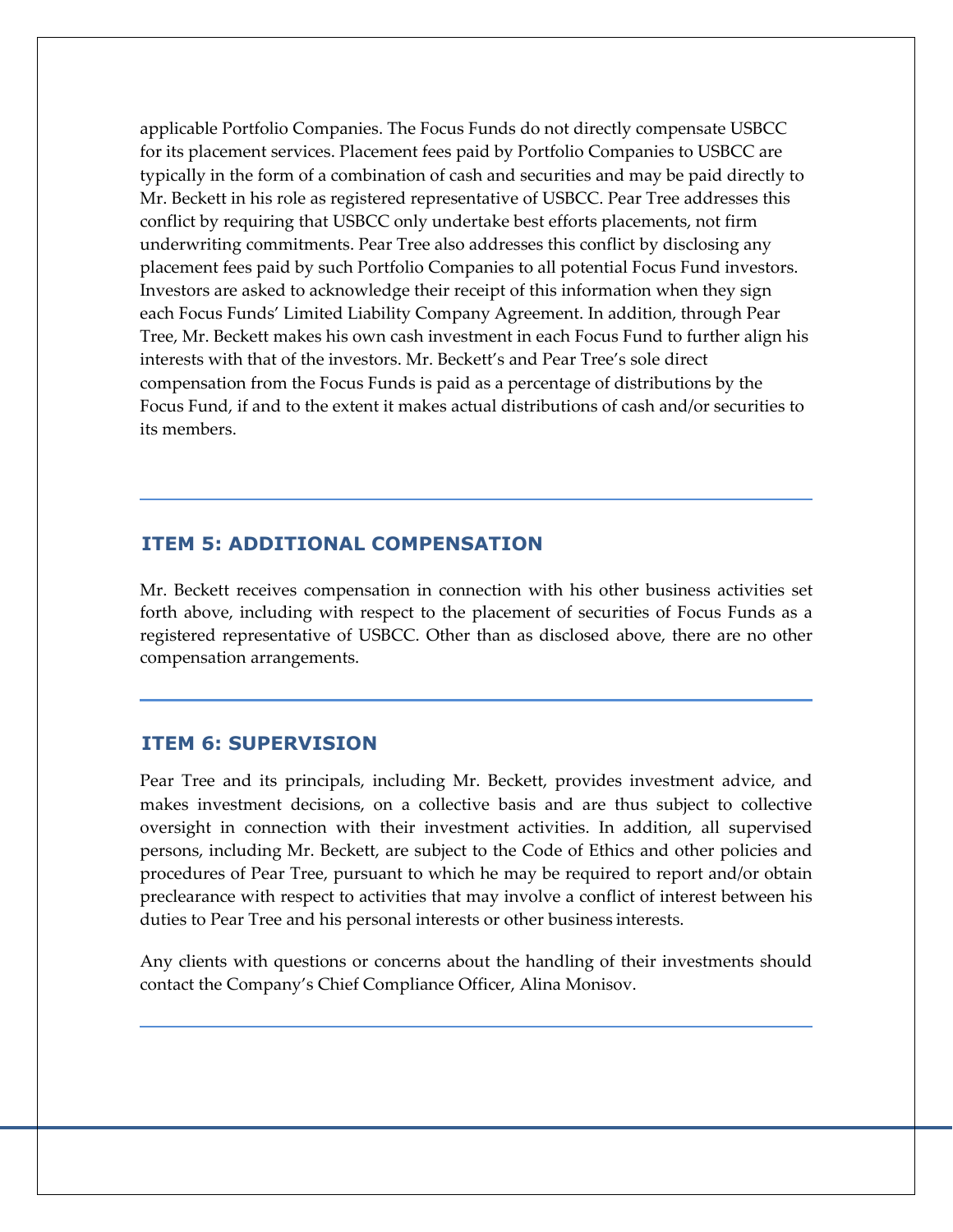applicable Portfolio Companies. The Focus Funds do not directly compensate USBCC for its placement services. Placement fees paid by Portfolio Companies to USBCC are typically in the form of a combination of cash and securities and may be paid directly to Mr. Beckett in his role as registered representative of USBCC. Pear Tree addresses this conflict by requiring that USBCC only undertake best efforts placements, not firm underwriting commitments. Pear Tree also addresses this conflict by disclosing any placement fees paid by such Portfolio Companies to all potential Focus Fund investors. Investors are asked to acknowledge their receipt of this information when they sign each Focus Funds' Limited Liability Company Agreement. In addition, through Pear Tree, Mr. Beckett makes his own cash investment in each Focus Fund to further align his interests with that of the investors. Mr. Beckett's and Pear Tree's sole direct compensation from the Focus Funds is paid as a percentage of distributions by the Focus Fund, if and to the extent it makes actual distributions of cash and/or securities to its members.

## ITEM 5: ADDITIONAL COMPENSATION

Mr. Beckett receives compensation in connection with his other business activities set forth above, including with respect to the placement of securities of Focus Funds as a registered representative of USBCC. Other than as disclosed above, there are no other compensation arrangements.

## ITEM 6: SUPERVISION

Pear Tree and its principals, including Mr. Beckett, provides investment advice, and makes investment decisions, on a collective basis and are thus subject to collective oversight in connection with their investment activities. In addition, all supervised persons, including Mr. Beckett, are subject to the Code of Ethics and other policies and procedures of Pear Tree, pursuant to which he may be required to report and/or obtain preclearance with respect to activities that may involve a conflict of interest between his duties to Pear Tree and his personal interests or other business interests.

Any clients with questions or concerns about the handling of their investments should contact the Company's Chief Compliance Officer, Alina Monisov.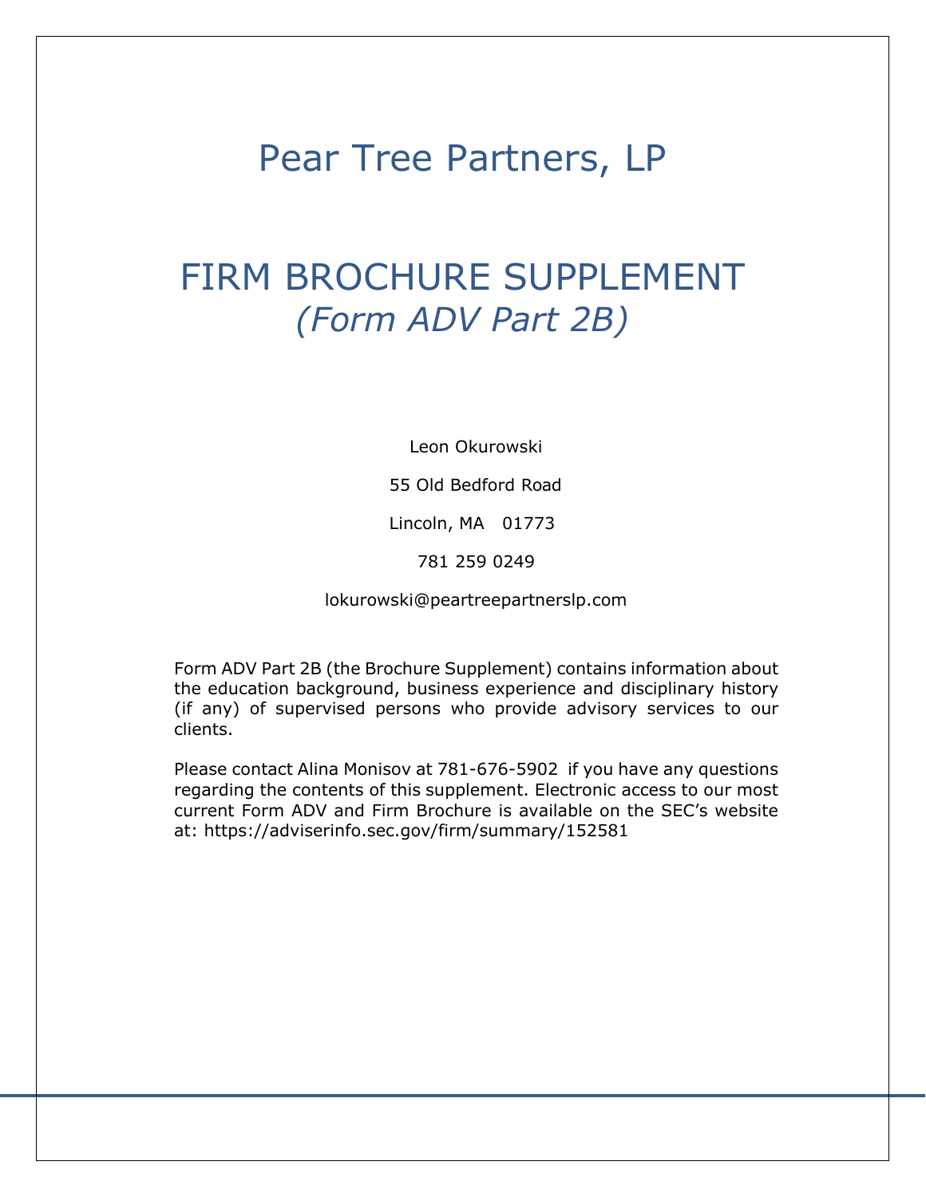# Pear Tree Partners, LP

## FIRM BROCHURE SUPPLEMENT
*(Form ADV Part 2B)*

Leon Okurowski

55 Old Bedford Road

Lincoln, MA 01773

781 259 0249

lokurowski@peartreepartnerslp.com

Form ADV Part 2B (the Brochure Supplement) contains information about the education background, business experience and disciplinary history (if any) of supervised persons who provide advisory services to our clients.

Please contact Alina Monisov at 781-676-5902 if you have any questions regarding the contents of this supplement. Electronic access to our most current Form ADV and Firm Brochure is available on the SEC's website at: https://adviserinfo.sec.gov/firm/summary/152581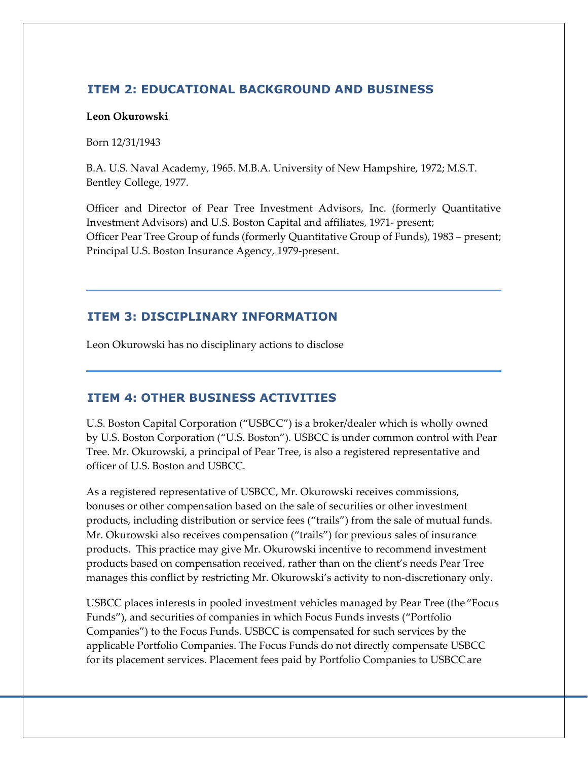## ITEM 2: EDUCATIONAL BACKGROUND AND BUSINESS

**Leon Okurowski**

Born 12/31/1943

B.A. U.S. Naval Academy, 1965. M.B.A. University of New Hampshire, 1972; M.S.T. Bentley College, 1977.

Officer and Director of Pear Tree Investment Advisors, Inc. (formerly Quantitative Investment Advisors) and U.S. Boston Capital and affiliates, 1971- present;
Officer Pear Tree Group of funds (formerly Quantitative Group of Funds), 1983 – present;
Principal U.S. Boston Insurance Agency, 1979-present.

## ITEM 3: DISCIPLINARY INFORMATION

Leon Okurowski has no disciplinary actions to disclose

## ITEM 4: OTHER BUSINESS ACTIVITIES

U.S. Boston Capital Corporation ("USBCC") is a broker/dealer which is wholly owned by U.S. Boston Corporation ("U.S. Boston"). USBCC is under common control with Pear Tree. Mr. Okurowski, a principal of Pear Tree, is also a registered representative and officer of U.S. Boston and USBCC.

As a registered representative of USBCC, Mr. Okurowski receives commissions, bonuses or other compensation based on the sale of securities or other investment products, including distribution or service fees ("trails") from the sale of mutual funds. Mr. Okurowski also receives compensation ("trails") for previous sales of insurance products. This practice may give Mr. Okurowski incentive to recommend investment products based on compensation received, rather than on the client's needs Pear Tree manages this conflict by restricting Mr. Okurowski's activity to non-discretionary only.

USBCC places interests in pooled investment vehicles managed by Pear Tree (the "Focus Funds"), and securities of companies in which Focus Funds invests ("Portfolio Companies") to the Focus Funds. USBCC is compensated for such services by the applicable Portfolio Companies. The Focus Funds do not directly compensate USBCC for its placement services. Placement fees paid by Portfolio Companies to USBCC are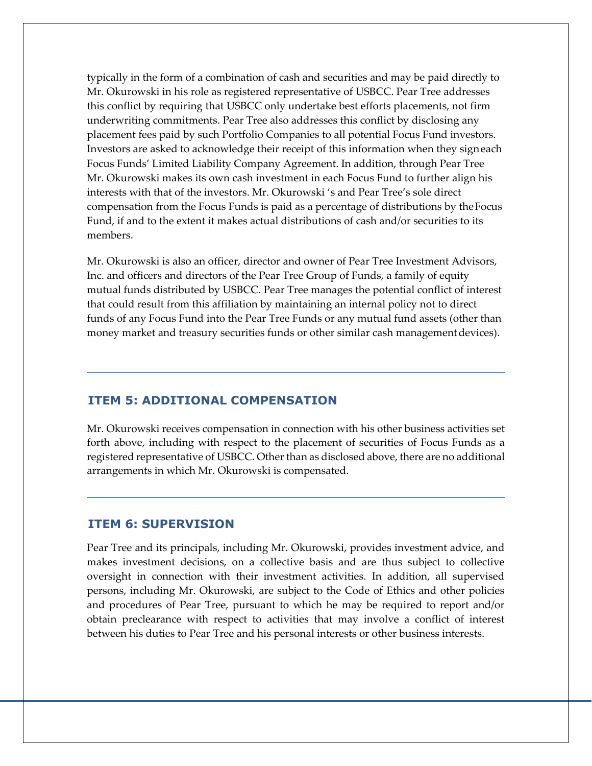typically in the form of a combination of cash and securities and may be paid directly to Mr. Okurowski in his role as registered representative of USBCC. Pear Tree addresses this conflict by requiring that USBCC only undertake best efforts placements, not firm underwriting commitments. Pear Tree also addresses this conflict by disclosing any placement fees paid by such Portfolio Companies to all potential Focus Fund investors. Investors are asked to acknowledge their receipt of this information when they sign each Focus Funds' Limited Liability Company Agreement. In addition, through Pear Tree Mr. Okurowski makes its own cash investment in each Focus Fund to further align his interests with that of the investors. Mr. Okurowski 's and Pear Tree's sole direct compensation from the Focus Funds is paid as a percentage of distributions by the Focus Fund, if and to the extent it makes actual distributions of cash and/or securities to its members.

Mr. Okurowski is also an officer, director and owner of Pear Tree Investment Advisors, Inc. and officers and directors of the Pear Tree Group of Funds, a family of equity mutual funds distributed by USBCC. Pear Tree manages the potential conflict of interest that could result from this affiliation by maintaining an internal policy not to direct funds of any Focus Fund into the Pear Tree Funds or any mutual fund assets (other than money market and treasury securities funds or other similar cash management devices).

## ITEM 5: ADDITIONAL COMPENSATION

Mr. Okurowski receives compensation in connection with his other business activities set forth above, including with respect to the placement of securities of Focus Funds as a registered representative of USBCC. Other than as disclosed above, there are no additional arrangements in which Mr. Okurowski is compensated.

## ITEM 6: SUPERVISION

Pear Tree and its principals, including Mr. Okurowski, provides investment advice, and makes investment decisions, on a collective basis and are thus subject to collective oversight in connection with their investment activities. In addition, all supervised persons, including Mr. Okurowski, are subject to the Code of Ethics and other policies and procedures of Pear Tree, pursuant to which he may be required to report and/or obtain preclearance with respect to activities that may involve a conflict of interest between his duties to Pear Tree and his personal interests or other business interests.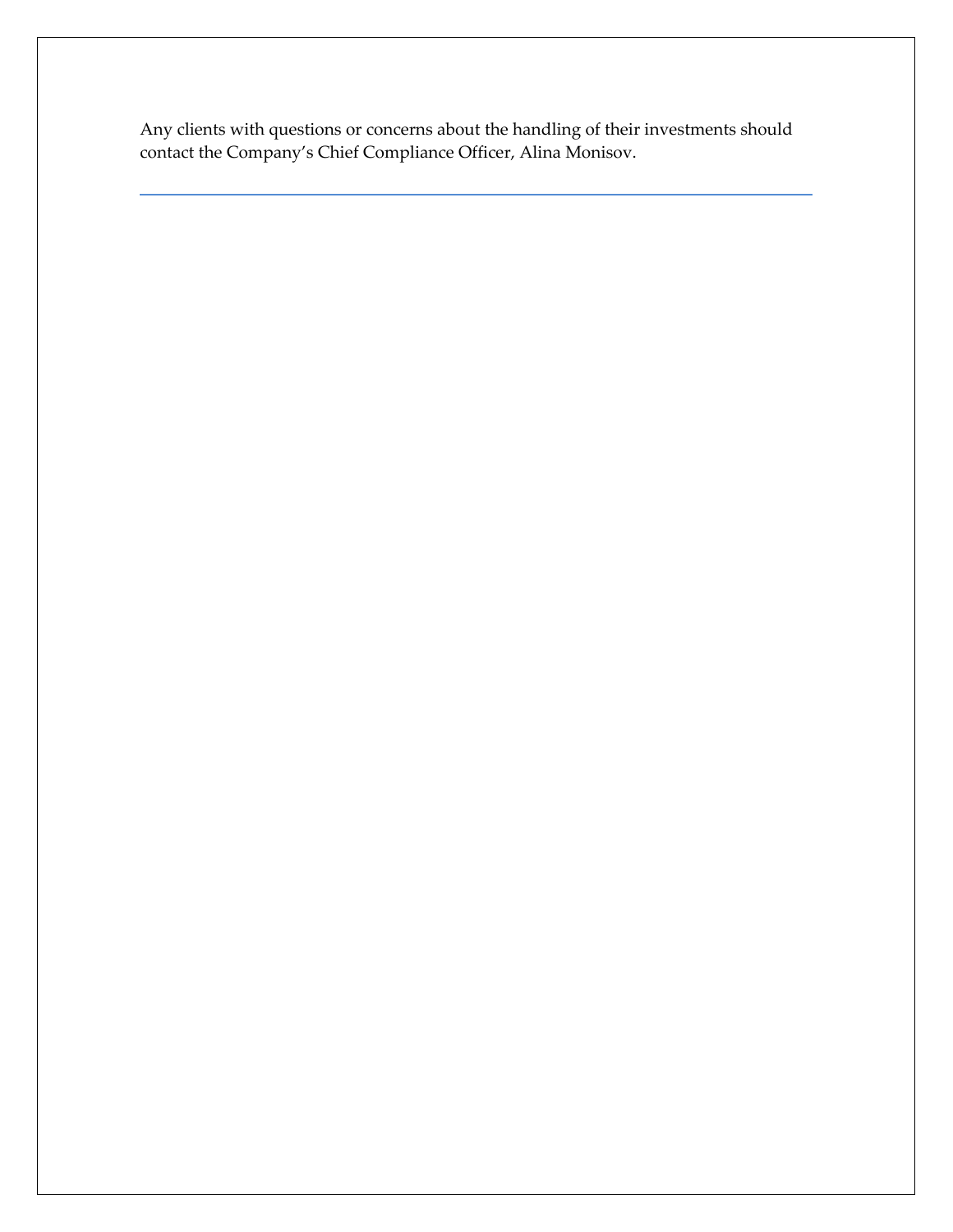Any clients with questions or concerns about the handling of their investments should contact the Company's Chief Compliance Officer, Alina Monisov.

---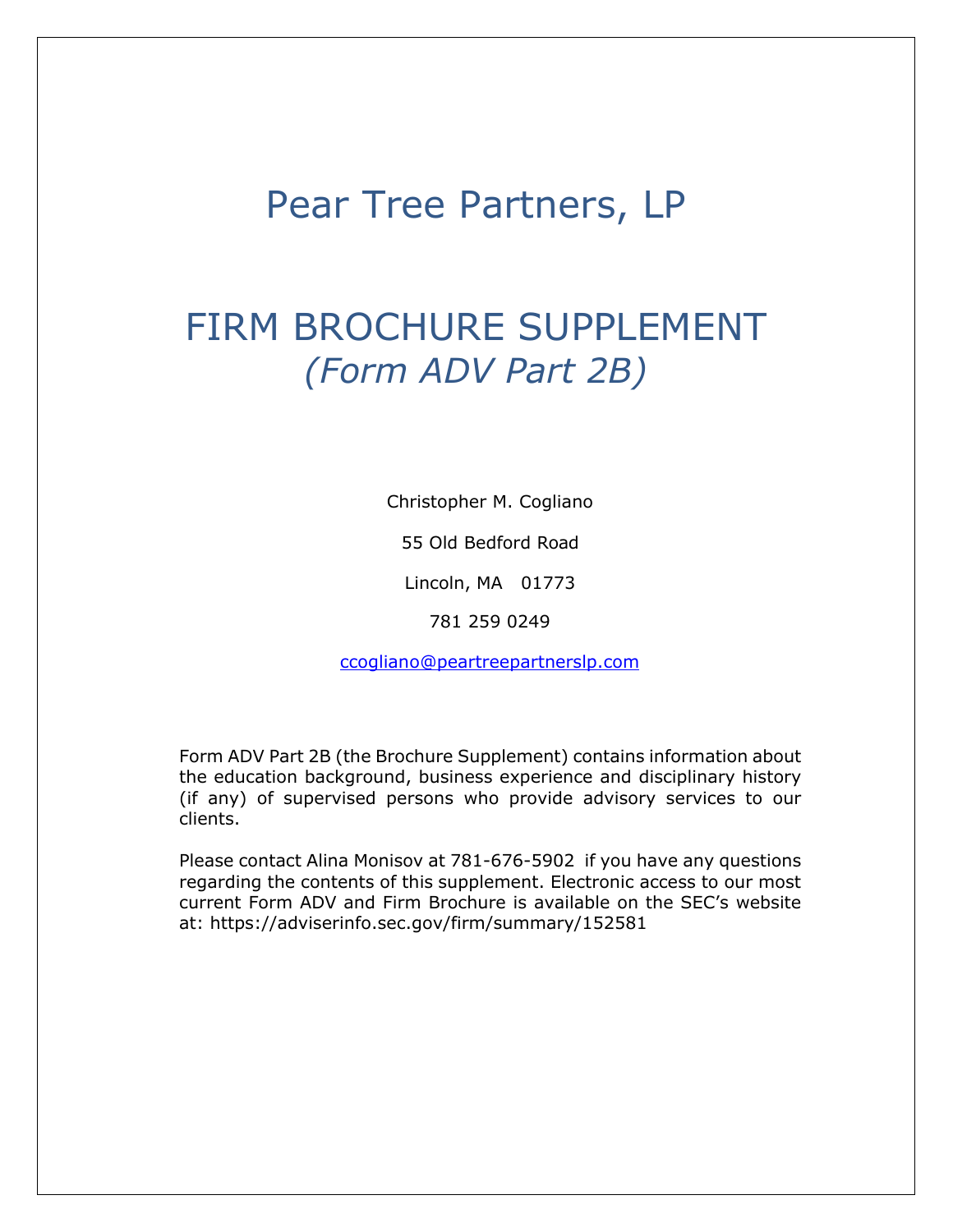# Pear Tree Partners, LP

# FIRM BROCHURE SUPPLEMENT
*(Form ADV Part 2B)*

Christopher M. Cogliano

55 Old Bedford Road

Lincoln, MA 01773

781 259 0249

ccogliano@peartreepartnerslp.com

Form ADV Part 2B (the Brochure Supplement) contains information about the education background, business experience and disciplinary history (if any) of supervised persons who provide advisory services to our clients.

Please contact Alina Monisov at 781-676-5902 if you have any questions regarding the contents of this supplement. Electronic access to our most current Form ADV and Firm Brochure is available on the SEC's website at: https://adviserinfo.sec.gov/firm/summary/152581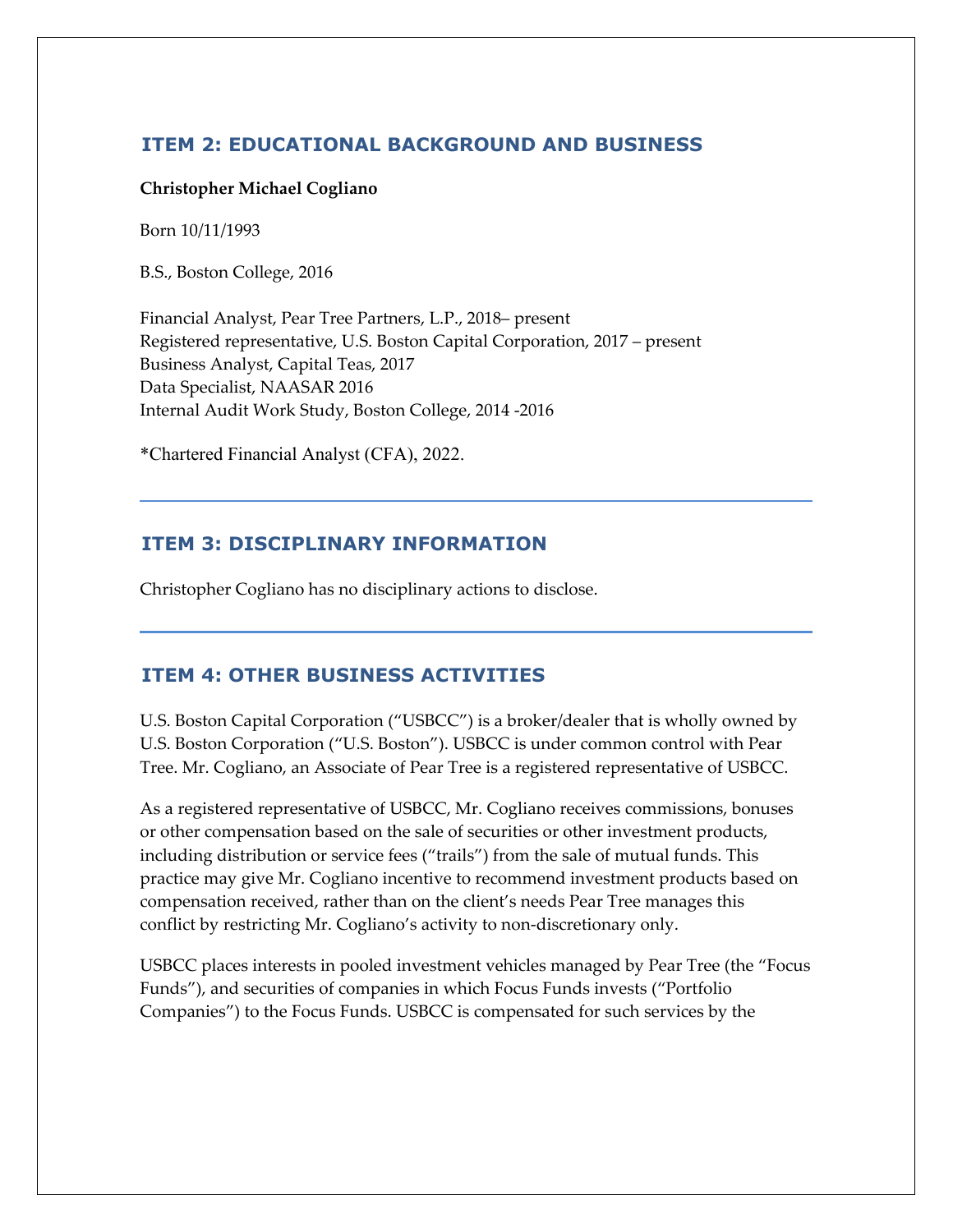## ITEM 2: EDUCATIONAL BACKGROUND AND BUSINESS

**Christopher Michael Cogliano**

Born 10/11/1993

B.S., Boston College, 2016

Financial Analyst, Pear Tree Partners, L.P., 2018– present
Registered representative, U.S. Boston Capital Corporation, 2017 – present
Business Analyst, Capital Teas, 2017
Data Specialist, NAASAR 2016
Internal Audit Work Study, Boston College, 2014 -2016

*Chartered Financial Analyst (CFA), 2022.

---

## ITEM 3: DISCIPLINARY INFORMATION

Christopher Cogliano has no disciplinary actions to disclose.

---

## ITEM 4: OTHER BUSINESS ACTIVITIES

U.S. Boston Capital Corporation ("USBCC") is a broker/dealer that is wholly owned by U.S. Boston Corporation ("U.S. Boston"). USBCC is under common control with Pear Tree. Mr. Cogliano, an Associate of Pear Tree is a registered representative of USBCC.

As a registered representative of USBCC, Mr. Cogliano receives commissions, bonuses or other compensation based on the sale of securities or other investment products, including distribution or service fees ("trails") from the sale of mutual funds. This practice may give Mr. Cogliano incentive to recommend investment products based on compensation received, rather than on the client's needs Pear Tree manages this conflict by restricting Mr. Cogliano's activity to non-discretionary only.

USBCC places interests in pooled investment vehicles managed by Pear Tree (the "Focus Funds"), and securities of companies in which Focus Funds invests ("Portfolio Companies") to the Focus Funds. USBCC is compensated for such services by the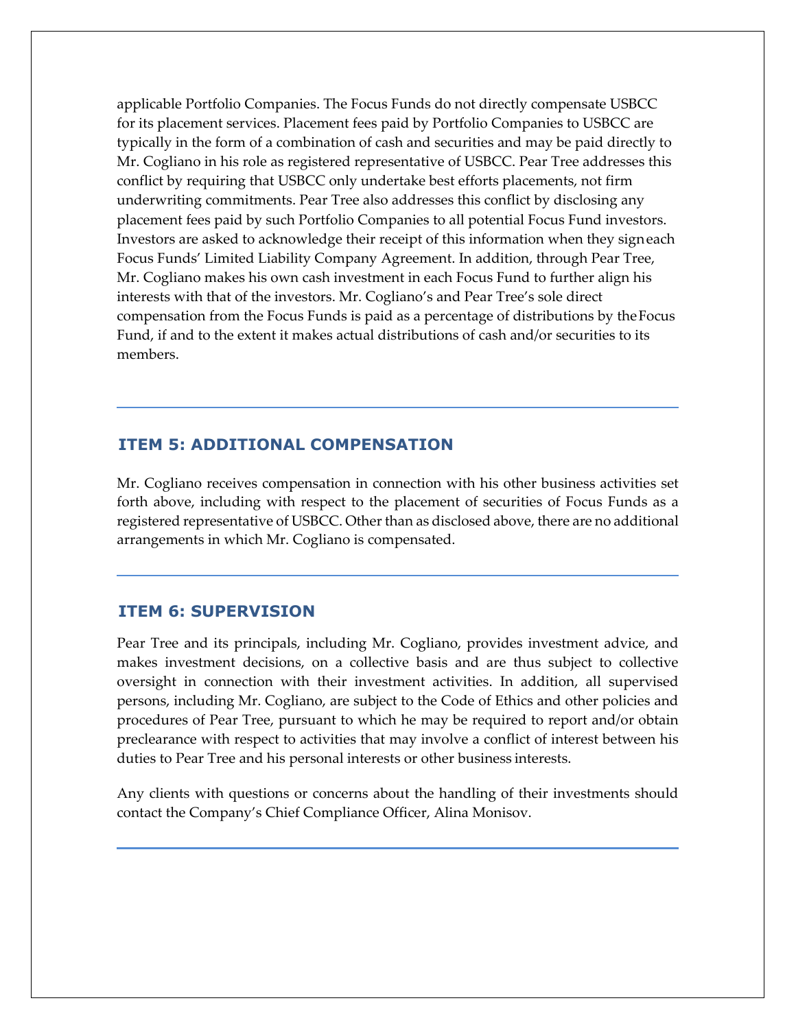applicable Portfolio Companies. The Focus Funds do not directly compensate USBCC for its placement services. Placement fees paid by Portfolio Companies to USBCC are typically in the form of a combination of cash and securities and may be paid directly to Mr. Cogliano in his role as registered representative of USBCC. Pear Tree addresses this conflict by requiring that USBCC only undertake best efforts placements, not firm underwriting commitments. Pear Tree also addresses this conflict by disclosing any placement fees paid by such Portfolio Companies to all potential Focus Fund investors. Investors are asked to acknowledge their receipt of this information when they sign each Focus Funds' Limited Liability Company Agreement. In addition, through Pear Tree, Mr. Cogliano makes his own cash investment in each Focus Fund to further align his interests with that of the investors. Mr. Cogliano's and Pear Tree's sole direct compensation from the Focus Funds is paid as a percentage of distributions by the Focus Fund, if and to the extent it makes actual distributions of cash and/or securities to its members.

## ITEM 5: ADDITIONAL COMPENSATION

Mr. Cogliano receives compensation in connection with his other business activities set forth above, including with respect to the placement of securities of Focus Funds as a registered representative of USBCC. Other than as disclosed above, there are no additional arrangements in which Mr. Cogliano is compensated.

## ITEM 6: SUPERVISION

Pear Tree and its principals, including Mr. Cogliano, provides investment advice, and makes investment decisions, on a collective basis and are thus subject to collective oversight in connection with their investment activities. In addition, all supervised persons, including Mr. Cogliano, are subject to the Code of Ethics and other policies and procedures of Pear Tree, pursuant to which he may be required to report and/or obtain preclearance with respect to activities that may involve a conflict of interest between his duties to Pear Tree and his personal interests or other business interests.

Any clients with questions or concerns about the handling of their investments should contact the Company's Chief Compliance Officer, Alina Monisov.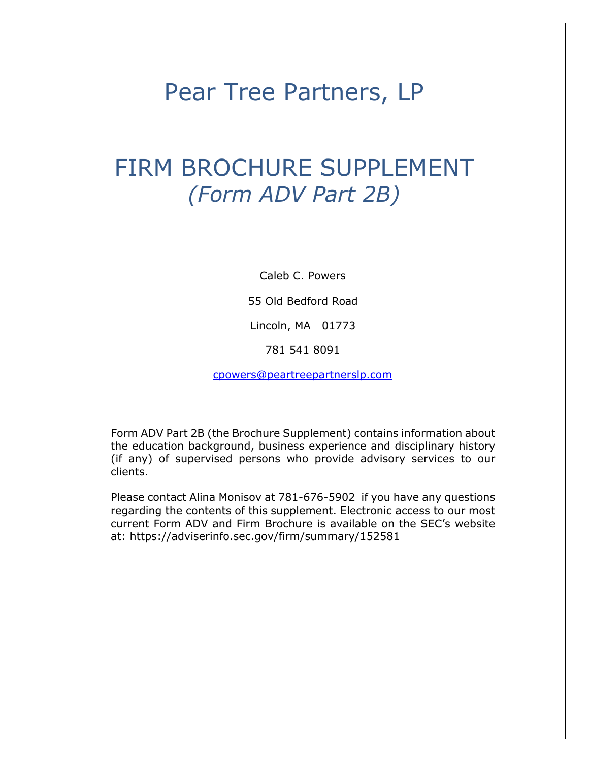# Pear Tree Partners, LP

# FIRM BROCHURE SUPPLEMENT

## *(Form ADV Part 2B)*

Caleb C. Powers

55 Old Bedford Road

Lincoln, MA 01773

781 541 8091

cpowers@peartreepartnerslp.com

Form ADV Part 2B (the Brochure Supplement) contains information about the education background, business experience and disciplinary history (if any) of supervised persons who provide advisory services to our clients.

Please contact Alina Monisov at 781-676-5902 if you have any questions regarding the contents of this supplement. Electronic access to our most current Form ADV and Firm Brochure is available on the SEC's website at: https://adviserinfo.sec.gov/firm/summary/152581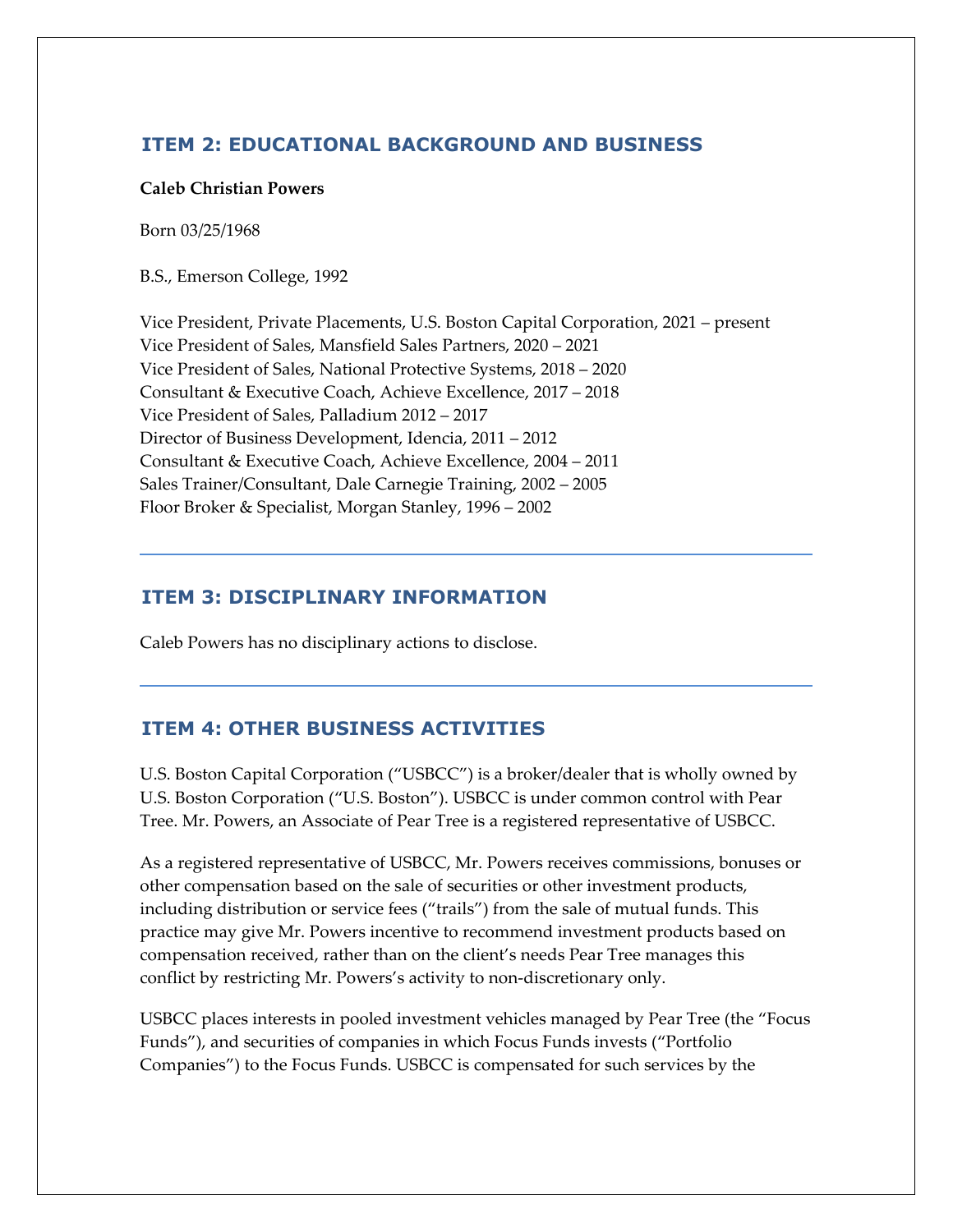## ITEM 2: EDUCATIONAL BACKGROUND AND BUSINESS

**Caleb Christian Powers**

Born 03/25/1968

B.S., Emerson College, 1992

Vice President, Private Placements, U.S. Boston Capital Corporation, 2021 – present
Vice President of Sales, Mansfield Sales Partners, 2020 – 2021
Vice President of Sales, National Protective Systems, 2018 – 2020
Consultant & Executive Coach, Achieve Excellence, 2017 – 2018
Vice President of Sales, Palladium 2012 – 2017
Director of Business Development, Idencia, 2011 – 2012
Consultant & Executive Coach, Achieve Excellence, 2004 – 2011
Sales Trainer/Consultant, Dale Carnegie Training, 2002 – 2005
Floor Broker & Specialist, Morgan Stanley, 1996 – 2002

## ITEM 3: DISCIPLINARY INFORMATION

Caleb Powers has no disciplinary actions to disclose.

## ITEM 4: OTHER BUSINESS ACTIVITIES

U.S. Boston Capital Corporation ("USBCC") is a broker/dealer that is wholly owned by U.S. Boston Corporation ("U.S. Boston"). USBCC is under common control with Pear Tree. Mr. Powers, an Associate of Pear Tree is a registered representative of USBCC.

As a registered representative of USBCC, Mr. Powers receives commissions, bonuses or other compensation based on the sale of securities or other investment products, including distribution or service fees ("trails") from the sale of mutual funds. This practice may give Mr. Powers incentive to recommend investment products based on compensation received, rather than on the client's needs Pear Tree manages this conflict by restricting Mr. Powers's activity to non-discretionary only.

USBCC places interests in pooled investment vehicles managed by Pear Tree (the "Focus Funds"), and securities of companies in which Focus Funds invests ("Portfolio Companies") to the Focus Funds. USBCC is compensated for such services by the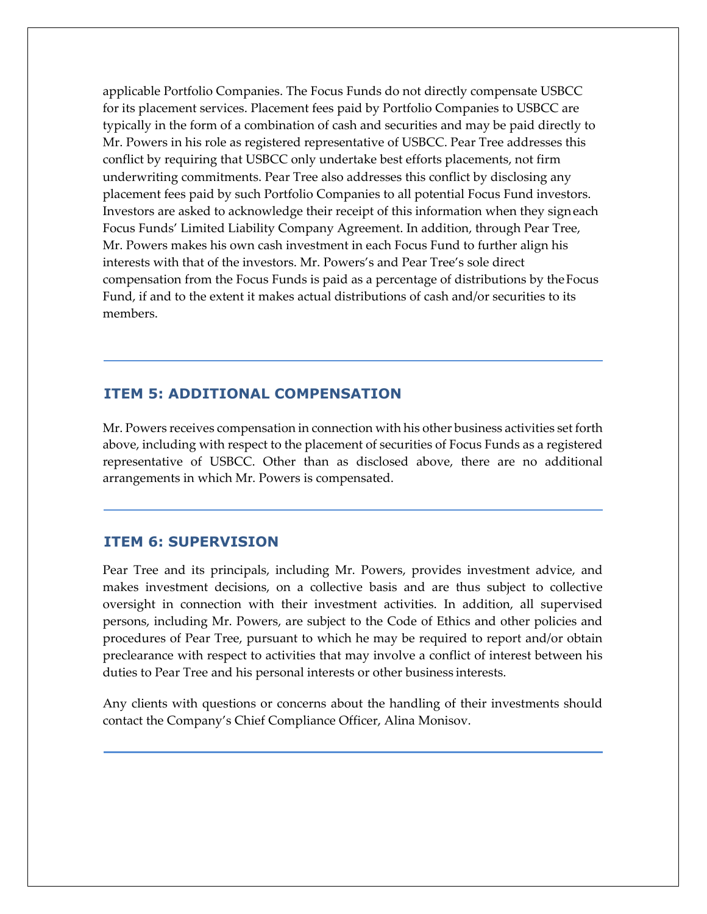applicable Portfolio Companies. The Focus Funds do not directly compensate USBCC for its placement services. Placement fees paid by Portfolio Companies to USBCC are typically in the form of a combination of cash and securities and may be paid directly to Mr. Powers in his role as registered representative of USBCC. Pear Tree addresses this conflict by requiring that USBCC only undertake best efforts placements, not firm underwriting commitments. Pear Tree also addresses this conflict by disclosing any placement fees paid by such Portfolio Companies to all potential Focus Fund investors. Investors are asked to acknowledge their receipt of this information when they sign each Focus Funds' Limited Liability Company Agreement. In addition, through Pear Tree, Mr. Powers makes his own cash investment in each Focus Fund to further align his interests with that of the investors. Mr. Powers's and Pear Tree's sole direct compensation from the Focus Funds is paid as a percentage of distributions by the Focus Fund, if and to the extent it makes actual distributions of cash and/or securities to its members.

## ITEM 5: ADDITIONAL COMPENSATION

Mr. Powers receives compensation in connection with his other business activities set forth above, including with respect to the placement of securities of Focus Funds as a registered representative of USBCC. Other than as disclosed above, there are no additional arrangements in which Mr. Powers is compensated.

## ITEM 6: SUPERVISION

Pear Tree and its principals, including Mr. Powers, provides investment advice, and makes investment decisions, on a collective basis and are thus subject to collective oversight in connection with their investment activities. In addition, all supervised persons, including Mr. Powers, are subject to the Code of Ethics and other policies and procedures of Pear Tree, pursuant to which he may be required to report and/or obtain preclearance with respect to activities that may involve a conflict of interest between his duties to Pear Tree and his personal interests or other business interests.

Any clients with questions or concerns about the handling of their investments should contact the Company's Chief Compliance Officer, Alina Monisov.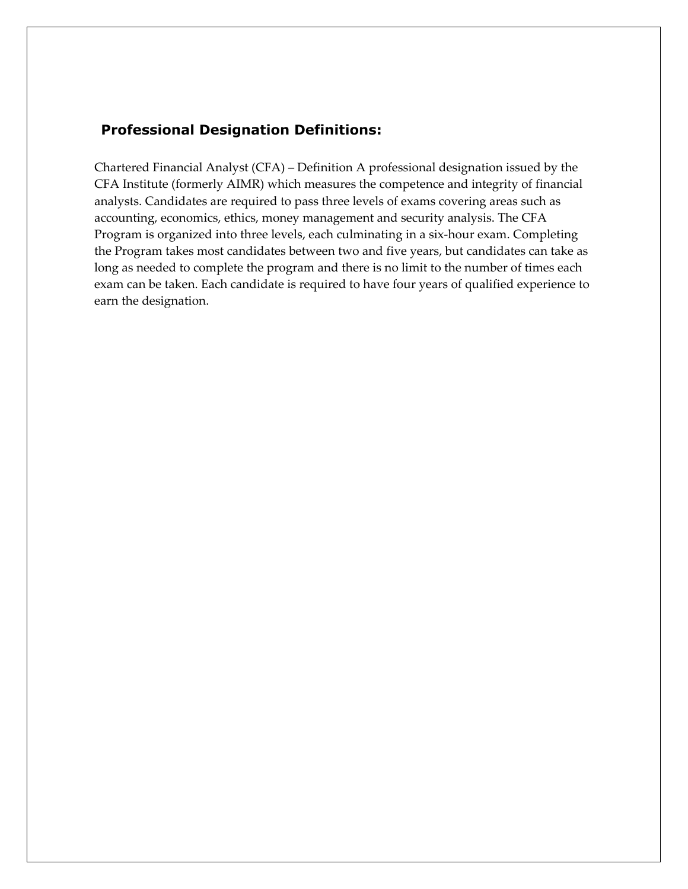## Professional Designation Definitions:

Chartered Financial Analyst (CFA) – Definition A professional designation issued by the CFA Institute (formerly AIMR) which measures the competence and integrity of financial analysts. Candidates are required to pass three levels of exams covering areas such as accounting, economics, ethics, money management and security analysis. The CFA Program is organized into three levels, each culminating in a six-hour exam. Completing the Program takes most candidates between two and five years, but candidates can take as long as needed to complete the program and there is no limit to the number of times each exam can be taken. Each candidate is required to have four years of qualified experience to earn the designation.